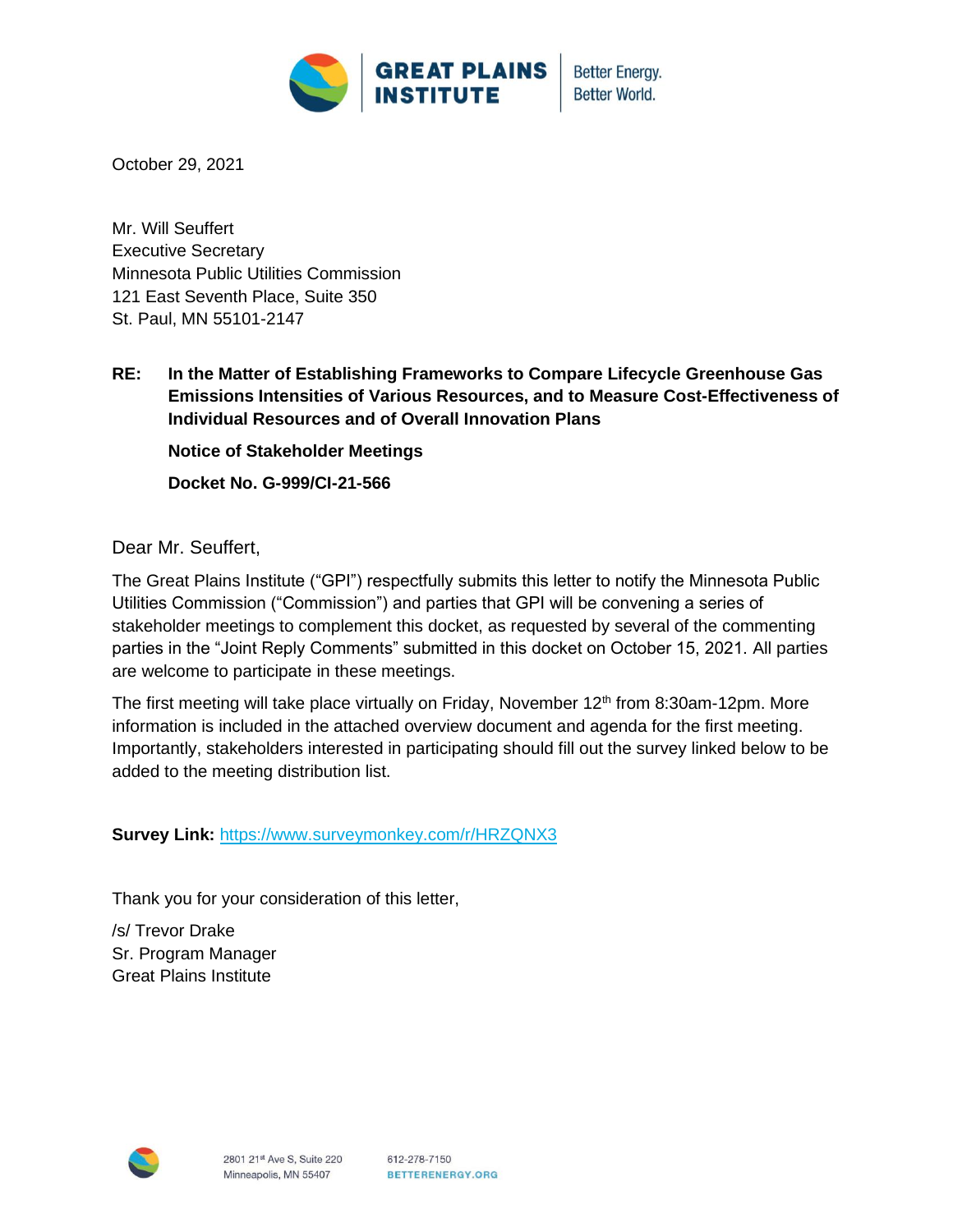GREAT PLAINS INSTITUTE | Better Energy. Better World.

October 29, 2021

Mr. Will Seuffert
Executive Secretary
Minnesota Public Utilities Commission
121 East Seventh Place, Suite 350
St. Paul, MN 55101-2147

**RE: In the Matter of Establishing Frameworks to Compare Lifecycle Greenhouse Gas Emissions Intensities of Various Resources, and to Measure Cost-Effectiveness of Individual Resources and of Overall Innovation Plans**

**Notice of Stakeholder Meetings**

**Docket No. G-999/CI-21-566**

Dear Mr. Seuffert,

The Great Plains Institute ("GPI") respectfully submits this letter to notify the Minnesota Public Utilities Commission ("Commission") and parties that GPI will be convening a series of stakeholder meetings to complement this docket, as requested by several of the commenting parties in the "Joint Reply Comments" submitted in this docket on October 15, 2021. All parties are welcome to participate in these meetings.

The first meeting will take place virtually on Friday, November 12th from 8:30am-12pm. More information is included in the attached overview document and agenda for the first meeting. Importantly, stakeholders interested in participating should fill out the survey linked below to be added to the meeting distribution list.

**Survey Link:** https://www.surveymonkey.com/r/HRZQNX3

Thank you for your consideration of this letter,

/s/ Trevor Drake
Sr. Program Manager
Great Plains Institute

2801 21st Ave S, Suite 220
Minneapolis, MN 55407

612-278-7150
BETTERENERGY.ORG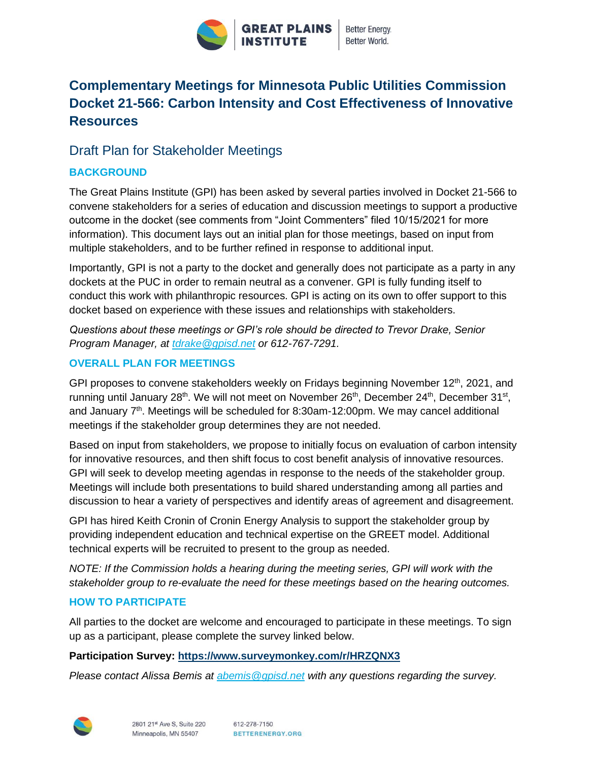# Complementary Meetings for Minnesota Public Utilities Commission Docket 21-566: Carbon Intensity and Cost Effectiveness of Innovative Resources

## Draft Plan for Stakeholder Meetings

### BACKGROUND

The Great Plains Institute (GPI) has been asked by several parties involved in Docket 21-566 to convene stakeholders for a series of education and discussion meetings to support a productive outcome in the docket (see comments from "Joint Commenters" filed 10/15/2021 for more information). This document lays out an initial plan for those meetings, based on input from multiple stakeholders, and to be further refined in response to additional input.

Importantly, GPI is not a party to the docket and generally does not participate as a party in any dockets at the PUC in order to remain neutral as a convener. GPI is fully funding itself to conduct this work with philanthropic resources. GPI is acting on its own to offer support to this docket based on experience with these issues and relationships with stakeholders.

*Questions about these meetings or GPI's role should be directed to Trevor Drake, Senior Program Manager, at tdrake@gpisd.net or 612-767-7291.*

### OVERALL PLAN FOR MEETINGS

GPI proposes to convene stakeholders weekly on Fridays beginning November 12th, 2021, and running until January 28th. We will not meet on November 26th, December 24th, December 31st, and January 7th. Meetings will be scheduled for 8:30am-12:00pm. We may cancel additional meetings if the stakeholder group determines they are not needed.

Based on input from stakeholders, we propose to initially focus on evaluation of carbon intensity for innovative resources, and then shift focus to cost benefit analysis of innovative resources. GPI will seek to develop meeting agendas in response to the needs of the stakeholder group. Meetings will include both presentations to build shared understanding among all parties and discussion to hear a variety of perspectives and identify areas of agreement and disagreement.

GPI has hired Keith Cronin of Cronin Energy Analysis to support the stakeholder group by providing independent education and technical expertise on the GREET model. Additional technical experts will be recruited to present to the group as needed.

*NOTE: If the Commission holds a hearing during the meeting series, GPI will work with the stakeholder group to re-evaluate the need for these meetings based on the hearing outcomes.*

### HOW TO PARTICIPATE

All parties to the docket are welcome and encouraged to participate in these meetings. To sign up as a participant, please complete the survey linked below.

**Participation Survey: https://www.surveymonkey.com/r/HRZQNX3**

*Please contact Alissa Bemis at abemis@gpisd.net with any questions regarding the survey.*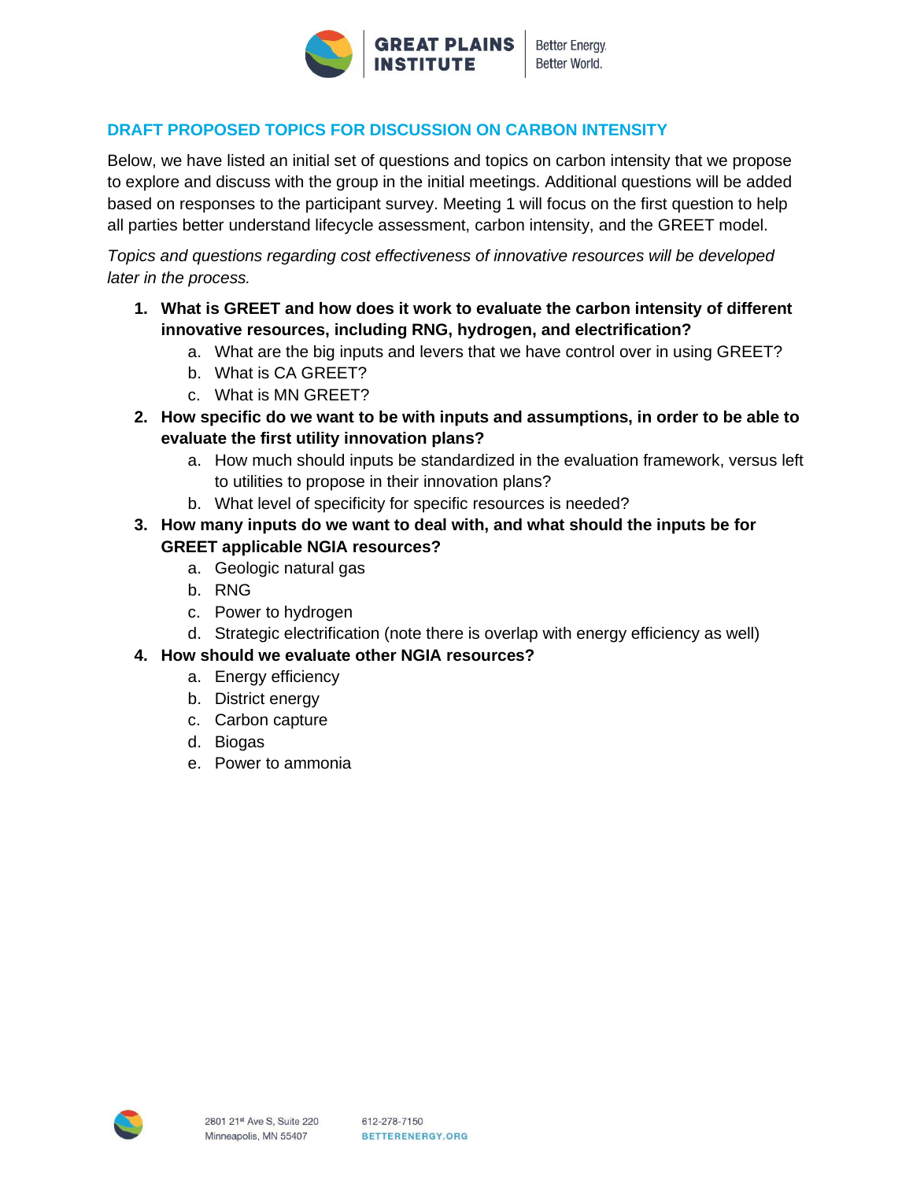## DRAFT PROPOSED TOPICS FOR DISCUSSION ON CARBON INTENSITY

Below, we have listed an initial set of questions and topics on carbon intensity that we propose to explore and discuss with the group in the initial meetings. Additional questions will be added based on responses to the participant survey. Meeting 1 will focus on the first question to help all parties better understand lifecycle assessment, carbon intensity, and the GREET model.

*Topics and questions regarding cost effectiveness of innovative resources will be developed later in the process.*

1. **What is GREET and how does it work to evaluate the carbon intensity of different innovative resources, including RNG, hydrogen, and electrification?**
   a. What are the big inputs and levers that we have control over in using GREET?
   b. What is CA GREET?
   c. What is MN GREET?
2. **How specific do we want to be with inputs and assumptions, in order to be able to evaluate the first utility innovation plans?**
   a. How much should inputs be standardized in the evaluation framework, versus left to utilities to propose in their innovation plans?
   b. What level of specificity for specific resources is needed?
3. **How many inputs do we want to deal with, and what should the inputs be for GREET applicable NGIA resources?**
   a. Geologic natural gas
   b. RNG
   c. Power to hydrogen
   d. Strategic electrification (note there is overlap with energy efficiency as well)
4. **How should we evaluate other NGIA resources?**
   a. Energy efficiency
   b. District energy
   c. Carbon capture
   d. Biogas
   e. Power to ammonia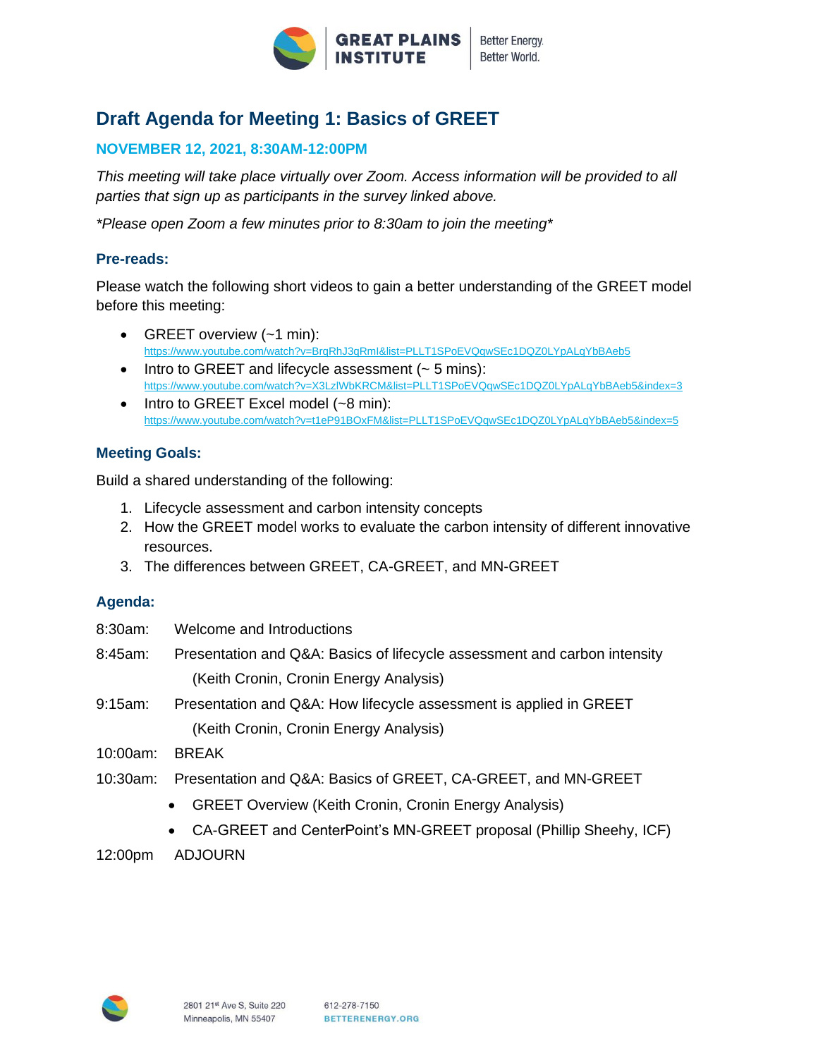# Draft Agenda for Meeting 1: Basics of GREET

### NOVEMBER 12, 2021, 8:30AM-12:00PM

*This meeting will take place virtually over Zoom. Access information will be provided to all parties that sign up as participants in the survey linked above.*

*\*Please open Zoom a few minutes prior to 8:30am to join the meeting\**

### Pre-reads:

Please watch the following short videos to gain a better understanding of the GREET model before this meeting:

- GREET overview (~1 min): https://www.youtube.com/watch?v=BrqRhJ3qRml&list=PLLT1SPoEVQqwSEc1DQZ0LYpALqYbBAeb5
- Intro to GREET and lifecycle assessment (~ 5 mins): https://www.youtube.com/watch?v=X3LzlWbKRCM&list=PLLT1SPoEVQqwSEc1DQZ0LYpALqYbBAeb5&index=3
- Intro to GREET Excel model (~8 min): https://www.youtube.com/watch?v=t1eP91BOxFM&list=PLLT1SPoEVQqwSEc1DQZ0LYpALqYbBAeb5&index=5

### Meeting Goals:

Build a shared understanding of the following:

1. Lifecycle assessment and carbon intensity concepts
2. How the GREET model works to evaluate the carbon intensity of different innovative resources.
3. The differences between GREET, CA-GREET, and MN-GREET

### Agenda:

8:30am: Welcome and Introductions

8:45am: Presentation and Q&A: Basics of lifecycle assessment and carbon intensity (Keith Cronin, Cronin Energy Analysis)

9:15am: Presentation and Q&A: How lifecycle assessment is applied in GREET (Keith Cronin, Cronin Energy Analysis)

10:00am: BREAK

10:30am: Presentation and Q&A: Basics of GREET, CA-GREET, and MN-GREET

- GREET Overview (Keith Cronin, Cronin Energy Analysis)
- CA-GREET and CenterPoint's MN-GREET proposal (Phillip Sheehy, ICF)

12:00pm ADJOURN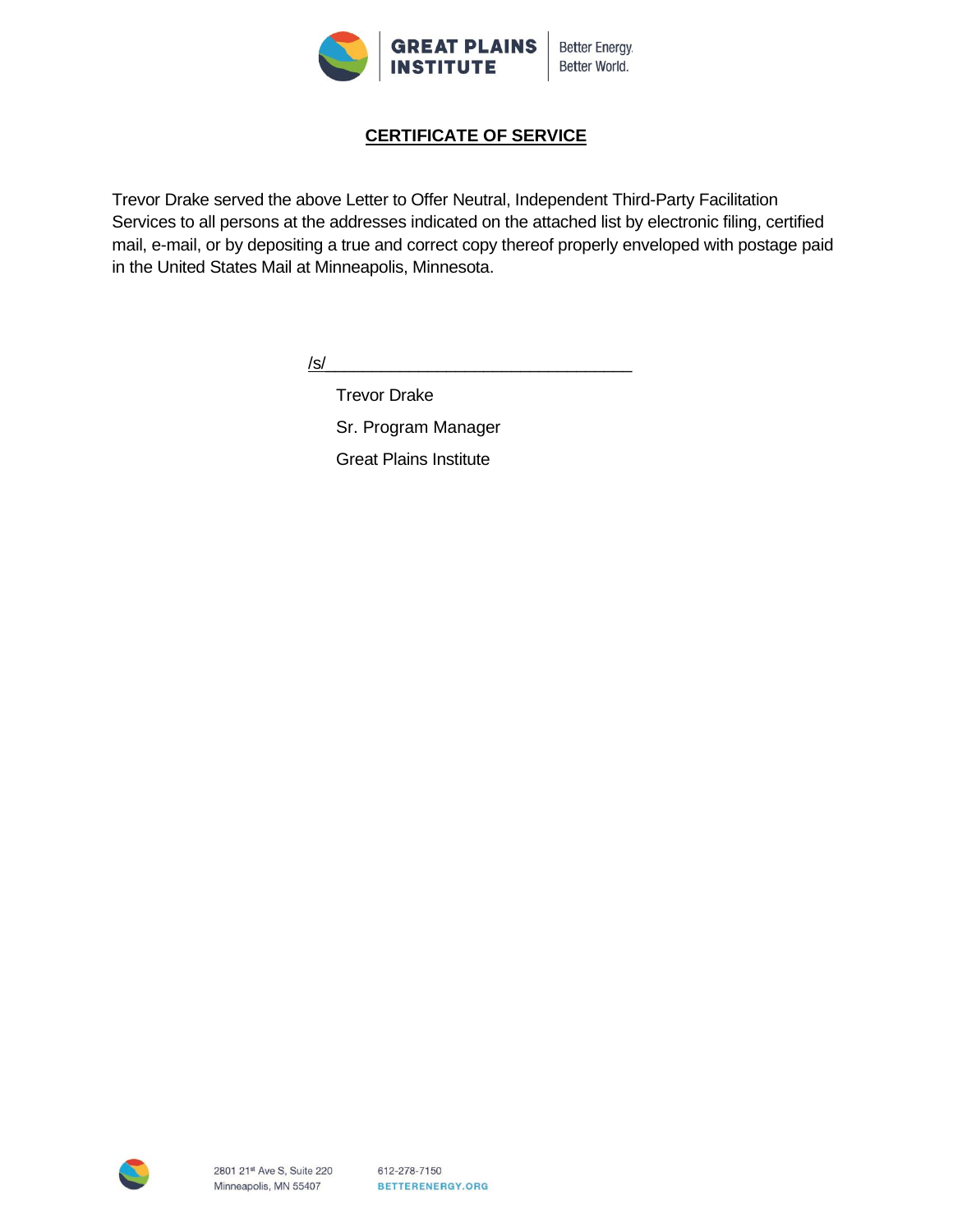GREAT PLAINS INSTITUTE | Better Energy. Better World.

## CERTIFICATE OF SERVICE

Trevor Drake served the above Letter to Offer Neutral, Independent Third-Party Facilitation Services to all persons at the addresses indicated on the attached list by electronic filing, certified mail, e-mail, or by depositing a true and correct copy thereof properly enveloped with postage paid in the United States Mail at Minneapolis, Minnesota.

/s/________________________________

Trevor Drake

Sr. Program Manager

Great Plains Institute

2801 21st Ave S, Suite 220
Minneapolis, MN 55407

612-278-7150
BETTERENERGY.ORG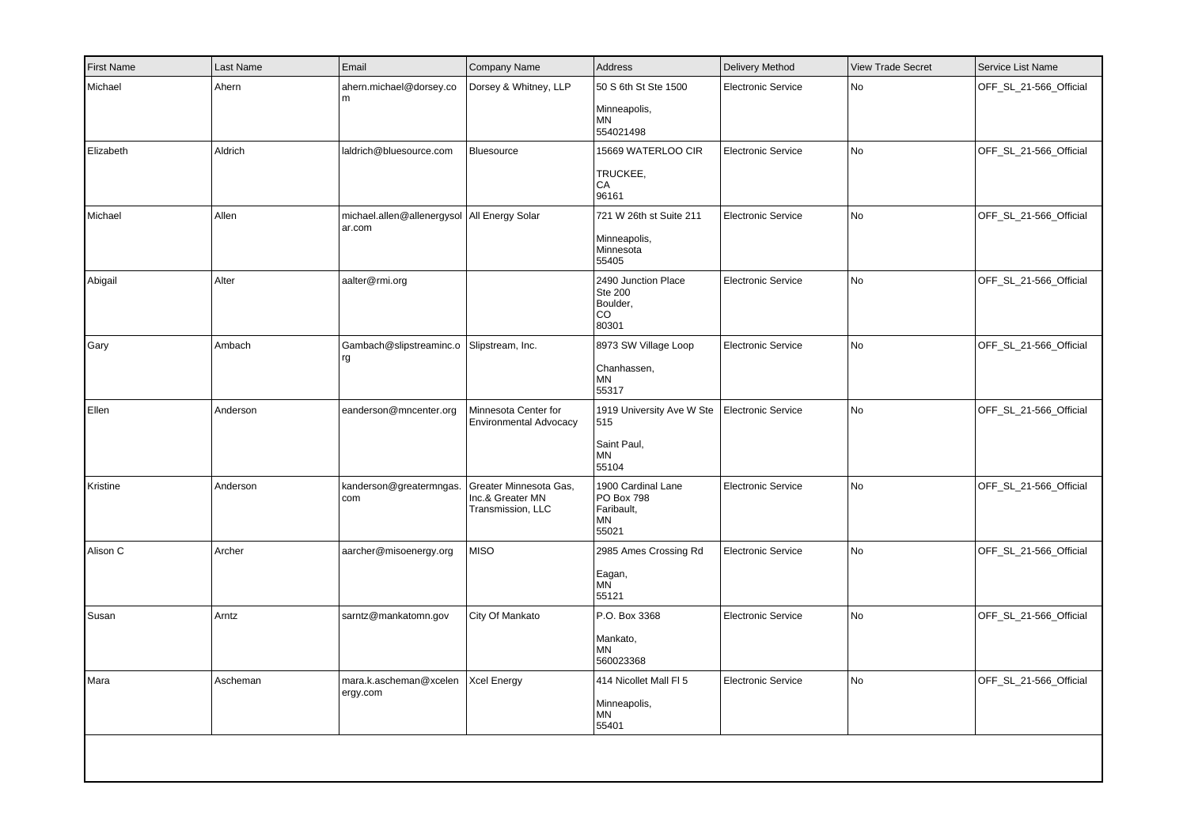| First Name | Last Name | Email | Company Name | Address | Delivery Method | View Trade Secret | Service List Name |
|---|---|---|---|---|---|---|---|
| Michael | Ahern | ahern.michael@dorsey.com | Dorsey & Whitney, LLP | 50 S 6th St Ste 1500 Minneapolis, MN 554021498 | Electronic Service | No | OFF_SL_21-566_Official |
| Elizabeth | Aldrich | laldrich@bluesource.com | Bluesource | 15669 WATERLOO CIR TRUCKEE, CA 96161 | Electronic Service | No | OFF_SL_21-566_Official |
| Michael | Allen | michael.allen@allenergysolar.com | All Energy Solar | 721 W 26th st Suite 211 Minneapolis, Minnesota 55405 | Electronic Service | No | OFF_SL_21-566_Official |
| Abigail | Alter | aalter@rmi.org | | 2490 Junction Place Ste 200 Boulder, CO 80301 | Electronic Service | No | OFF_SL_21-566_Official |
| Gary | Ambach | Gambach@slipstreaminc.org | Slipstream, Inc. | 8973 SW Village Loop Chanhassen, MN 55317 | Electronic Service | No | OFF_SL_21-566_Official |
| Ellen | Anderson | eanderson@mncenter.org | Minnesota Center for Environmental Advocacy | 1919 University Ave W Ste 515 Saint Paul, MN 55104 | Electronic Service | No | OFF_SL_21-566_Official |
| Kristine | Anderson | kanderson@greatermngas.com | Greater Minnesota Gas, Inc.& Greater MN Transmission, LLC | 1900 Cardinal Lane PO Box 798 Faribault, MN 55021 | Electronic Service | No | OFF_SL_21-566_Official |
| Alison C | Archer | aarcher@misoenergy.org | MISO | 2985 Ames Crossing Rd Eagan, MN 55121 | Electronic Service | No | OFF_SL_21-566_Official |
| Susan | Arntz | sarntz@mankatomn.gov | City Of Mankato | P.O. Box 3368 Mankato, MN 560023368 | Electronic Service | No | OFF_SL_21-566_Official |
| Mara | Ascheman | mara.k.ascheman@xcelenergy.com | Xcel Energy | 414 Nicollet Mall Fl 5 Minneapolis, MN 55401 | Electronic Service | No | OFF_SL_21-566_Official |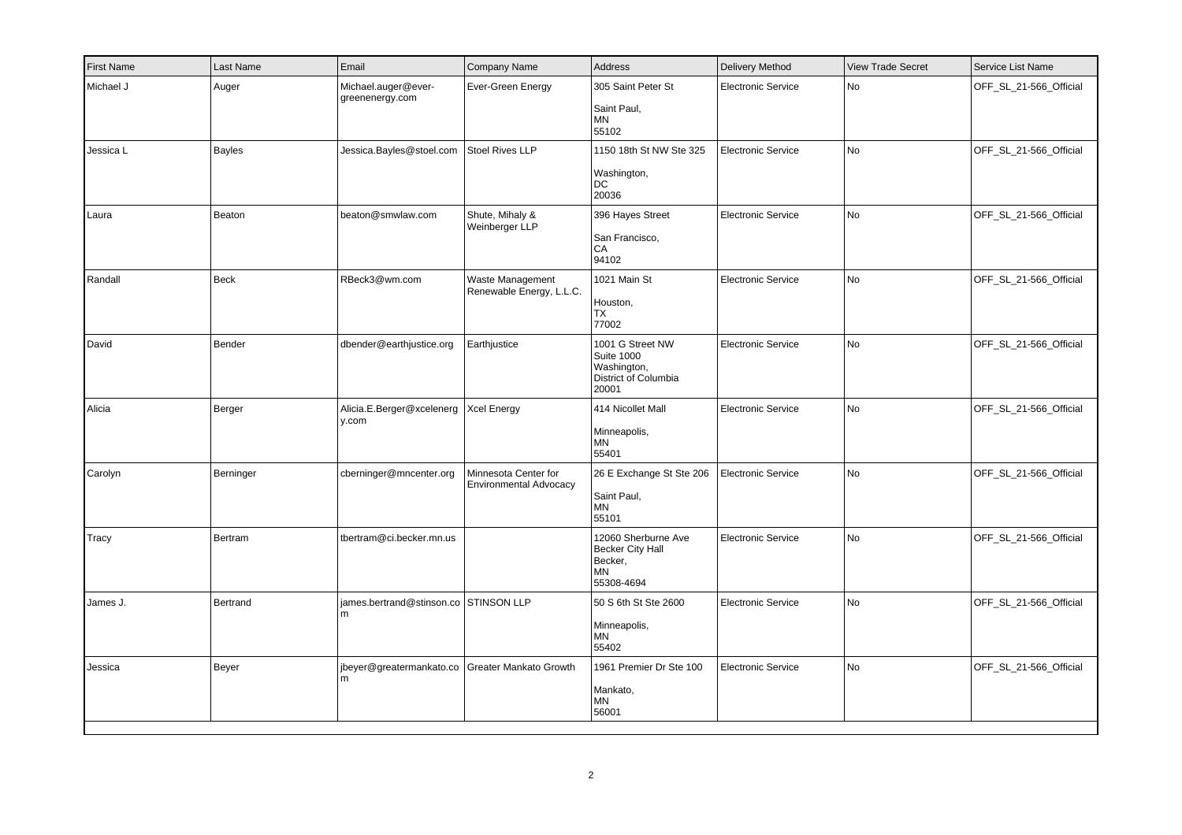| First Name | Last Name | Email | Company Name | Address | Delivery Method | View Trade Secret | Service List Name |
|---|---|---|---|---|---|---|---|
| Michael J | Auger | Michael.auger@ever-greenenergy.com | Ever-Green Energy | 305 Saint Peter St<br>Saint Paul,<br>MN<br>55102 | Electronic Service | No | OFF_SL_21-566_Official |
| Jessica L | Bayles | Jessica.Bayles@stoel.com | Stoel Rives LLP | 1150 18th St NW Ste 325<br>Washington,<br>DC<br>20036 | Electronic Service | No | OFF_SL_21-566_Official |
| Laura | Beaton | beaton@smwlaw.com | Shute, Mihaly & Weinberger LLP | 396 Hayes Street<br>San Francisco,<br>CA<br>94102 | Electronic Service | No | OFF_SL_21-566_Official |
| Randall | Beck | RBeck3@wm.com | Waste Management Renewable Energy, L.L.C. | 1021 Main St<br>Houston,<br>TX<br>77002 | Electronic Service | No | OFF_SL_21-566_Official |
| David | Bender | dbender@earthjustice.org | Earthjustice | 1001 G Street NW<br>Suite 1000<br>Washington,<br>District of Columbia<br>20001 | Electronic Service | No | OFF_SL_21-566_Official |
| Alicia | Berger | Alicia.E.Berger@xcelenergy.com | Xcel Energy | 414 Nicollet Mall<br>Minneapolis,<br>MN<br>55401 | Electronic Service | No | OFF_SL_21-566_Official |
| Carolyn | Berninger | cberninger@mncenter.org | Minnesota Center for Environmental Advocacy | 26 E Exchange St Ste 206<br>Saint Paul,<br>MN<br>55101 | Electronic Service | No | OFF_SL_21-566_Official |
| Tracy | Bertram | tbertram@ci.becker.mn.us | | 12060 Sherburne Ave<br>Becker City Hall<br>Becker,<br>MN<br>55308-4694 | Electronic Service | No | OFF_SL_21-566_Official |
| James J. | Bertrand | james.bertrand@stinson.com | STINSON LLP | 50 S 6th St Ste 2600<br>Minneapolis,<br>MN<br>55402 | Electronic Service | No | OFF_SL_21-566_Official |
| Jessica | Beyer | jbeyer@greatermankato.com | Greater Mankato Growth | 1961 Premier Dr Ste 100<br>Mankato,<br>MN<br>56001 | Electronic Service | No | OFF_SL_21-566_Official |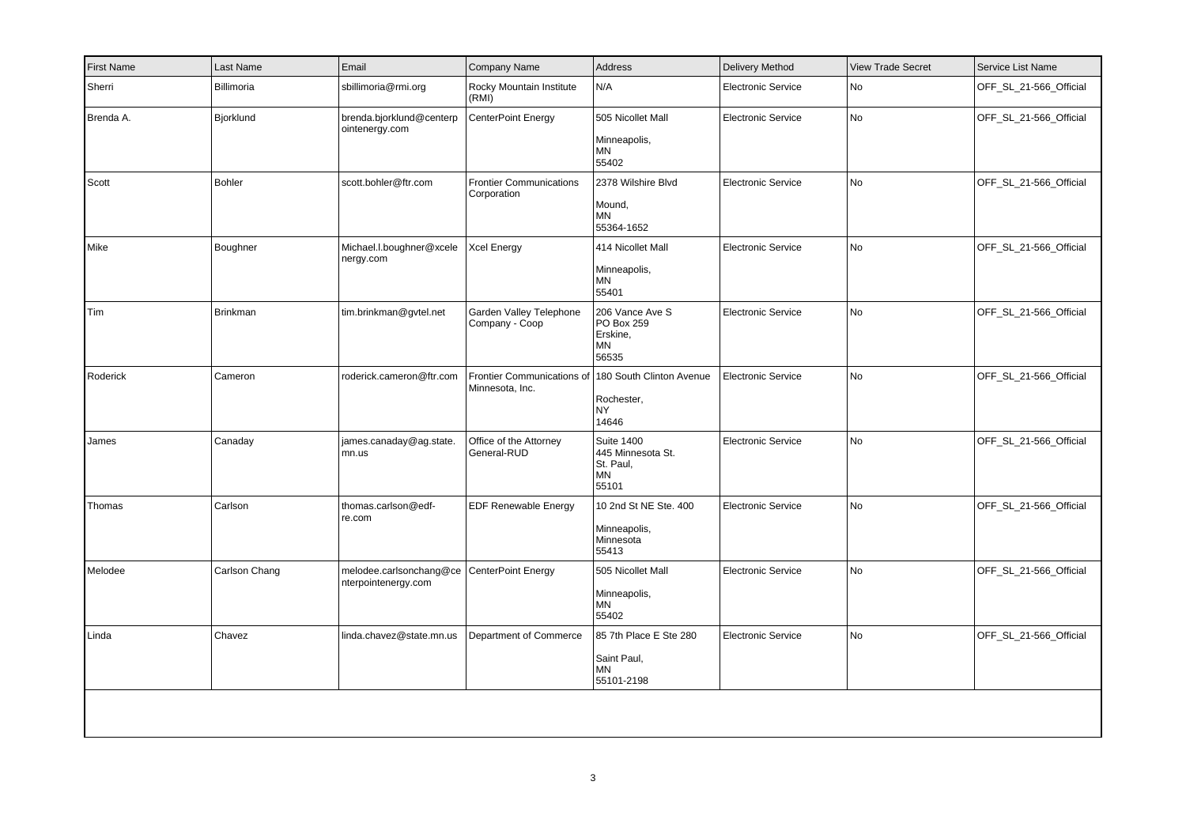| First Name | Last Name | Email | Company Name | Address | Delivery Method | View Trade Secret | Service List Name |
|---|---|---|---|---|---|---|---|
| Sherri | Billimoria | sbillimoria@rmi.org | Rocky Mountain Institute (RMI) | N/A | Electronic Service | No | OFF_SL_21-566_Official |
| Brenda A. | Bjorklund | brenda.bjorklund@centerpointenergy.com | CenterPoint Energy | 505 Nicollet Mall<br>Minneapolis, MN 55402 | Electronic Service | No | OFF_SL_21-566_Official |
| Scott | Bohler | scott.bohler@ftr.com | Frontier Communications Corporation | 2378 Wilshire Blvd<br>Mound, MN 55364-1652 | Electronic Service | No | OFF_SL_21-566_Official |
| Mike | Boughner | Michael.l.boughner@xcelenergy.com | Xcel Energy | 414 Nicollet Mall<br>Minneapolis, MN 55401 | Electronic Service | No | OFF_SL_21-566_Official |
| Tim | Brinkman | tim.brinkman@gvtel.net | Garden Valley Telephone Company - Coop | 206 Vance Ave S<br>PO Box 259<br>Erskine, MN 56535 | Electronic Service | No | OFF_SL_21-566_Official |
| Roderick | Cameron | roderick.cameron@ftr.com | Frontier Communications of Minnesota, Inc. | 180 South Clinton Avenue<br>Rochester, NY 14646 | Electronic Service | No | OFF_SL_21-566_Official |
| James | Canaday | james.canaday@ag.state.mn.us | Office of the Attorney General-RUD | Suite 1400<br>445 Minnesota St.<br>St. Paul, MN 55101 | Electronic Service | No | OFF_SL_21-566_Official |
| Thomas | Carlson | thomas.carlson@edf-re.com | EDF Renewable Energy | 10 2nd St NE Ste. 400<br>Minneapolis, Minnesota 55413 | Electronic Service | No | OFF_SL_21-566_Official |
| Melodee | Carlson Chang | melodee.carlsonchang@centerpointenergy.com | CenterPoint Energy | 505 Nicollet Mall<br>Minneapolis, MN 55402 | Electronic Service | No | OFF_SL_21-566_Official |
| Linda | Chavez | linda.chavez@state.mn.us | Department of Commerce | 85 7th Place E Ste 280<br>Saint Paul, MN 55101-2198 | Electronic Service | No | OFF_SL_21-566_Official |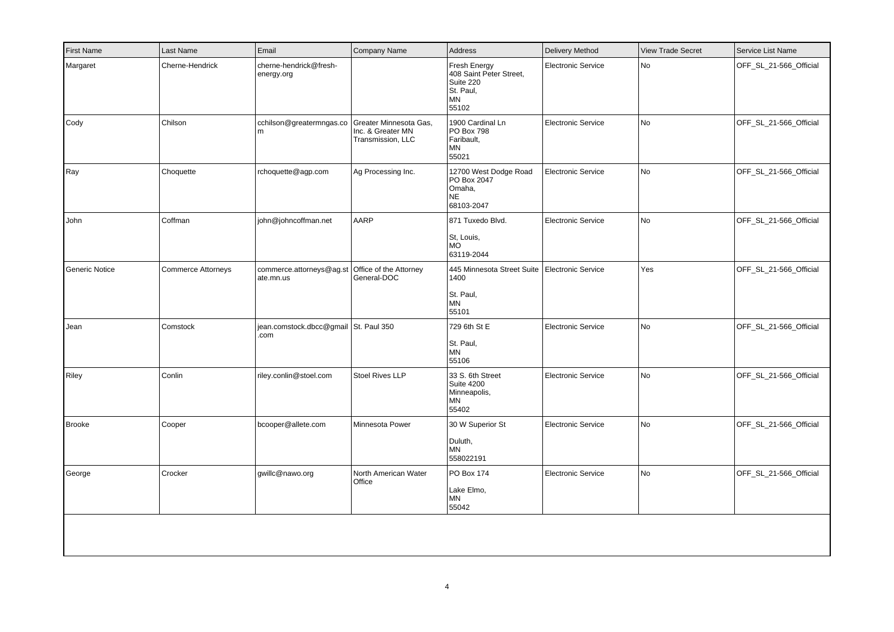| First Name | Last Name | Email | Company Name | Address | Delivery Method | View Trade Secret | Service List Name |
|---|---|---|---|---|---|---|---|
| Margaret | Cherne-Hendrick | cherne-hendrick@fresh-energy.org | | Fresh Energy 408 Saint Peter Street, Suite 220 St. Paul, MN 55102 | Electronic Service | No | OFF_SL_21-566_Official |
| Cody | Chilson | cchilson@greatermngas.com | Greater Minnesota Gas, Inc. & Greater MN Transmission, LLC | 1900 Cardinal Ln PO Box 798 Faribault, MN 55021 | Electronic Service | No | OFF_SL_21-566_Official |
| Ray | Choquette | rchoquette@agp.com | Ag Processing Inc. | 12700 West Dodge Road PO Box 2047 Omaha, NE 68103-2047 | Electronic Service | No | OFF_SL_21-566_Official |
| John | Coffman | john@johncoffman.net | AARP | 871 Tuxedo Blvd. St, Louis, MO 63119-2044 | Electronic Service | No | OFF_SL_21-566_Official |
| Generic Notice | Commerce Attorneys | commerce.attorneys@ag.state.mn.us | Office of the Attorney General-DOC | 445 Minnesota Street Suite 1400 St. Paul, MN 55101 | Electronic Service | Yes | OFF_SL_21-566_Official |
| Jean | Comstock | jean.comstock.dbcc@gmail.com | St. Paul 350 | 729 6th St E St. Paul, MN 55106 | Electronic Service | No | OFF_SL_21-566_Official |
| Riley | Conlin | riley.conlin@stoel.com | Stoel Rives LLP | 33 S. 6th Street Suite 4200 Minneapolis, MN 55402 | Electronic Service | No | OFF_SL_21-566_Official |
| Brooke | Cooper | bcooper@allete.com | Minnesota Power | 30 W Superior St Duluth, MN 558022191 | Electronic Service | No | OFF_SL_21-566_Official |
| George | Crocker | gwillc@nawo.org | North American Water Office | PO Box 174 Lake Elmo, MN 55042 | Electronic Service | No | OFF_SL_21-566_Official |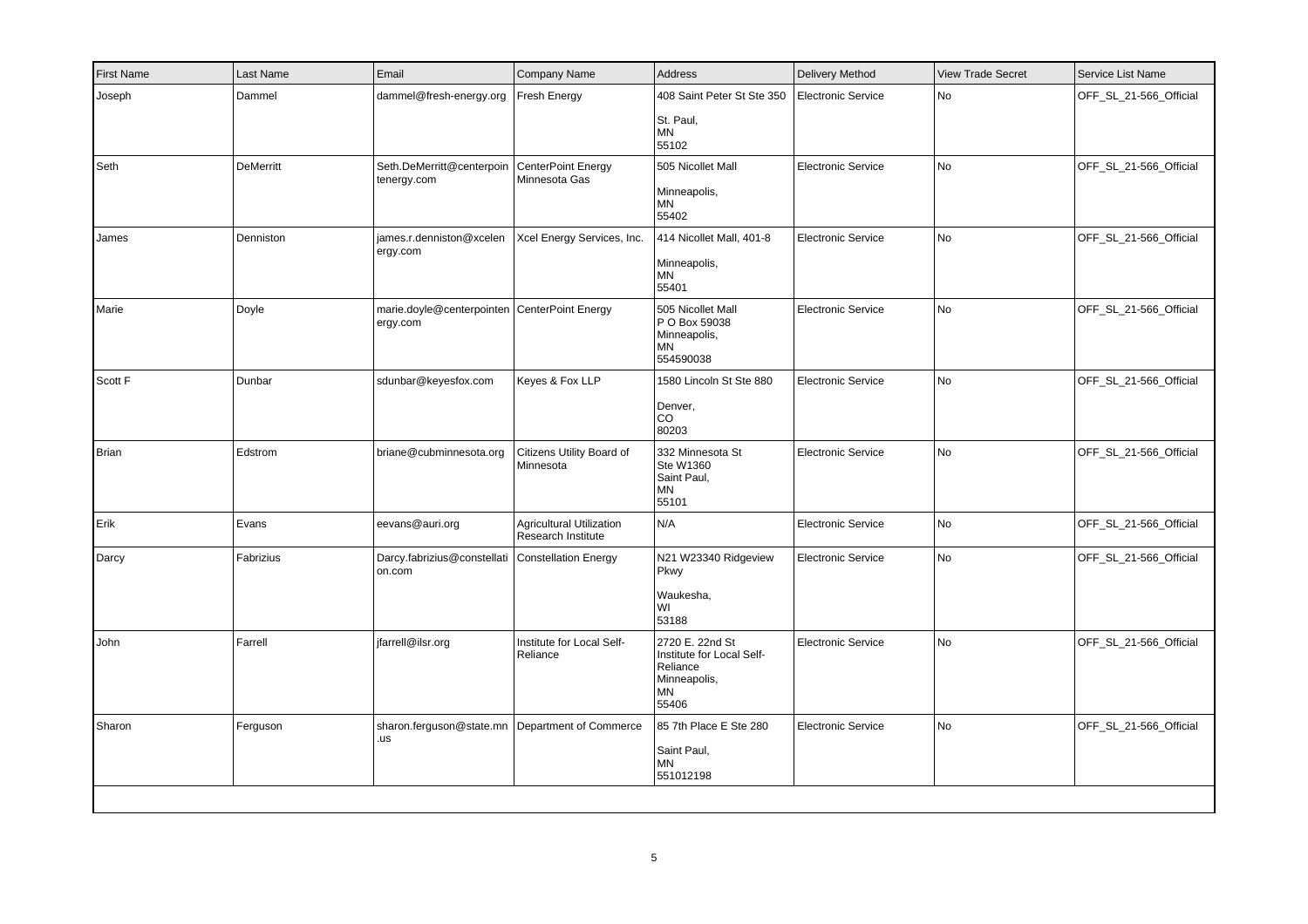| First Name | Last Name | Email | Company Name | Address | Delivery Method | View Trade Secret | Service List Name |
|---|---|---|---|---|---|---|---|
| Joseph | Dammel | dammel@fresh-energy.org | Fresh Energy | 408 Saint Peter St Ste 350<br><br>St. Paul,<br>MN<br>55102 | Electronic Service | No | OFF_SL_21-566_Official |
| Seth | DeMerritt | Seth.DeMerritt@centerpointenergy.com | CenterPoint Energy Minnesota Gas | 505 Nicollet Mall<br><br>Minneapolis,<br>MN<br>55402 | Electronic Service | No | OFF_SL_21-566_Official |
| James | Denniston | james.r.denniston@xcelenergy.com | Xcel Energy Services, Inc. | 414 Nicollet Mall, 401-8<br><br>Minneapolis,<br>MN<br>55401 | Electronic Service | No | OFF_SL_21-566_Official |
| Marie | Doyle | marie.doyle@centerpointenergy.com | CenterPoint Energy | 505 Nicollet Mall<br>P O Box 59038<br>Minneapolis,<br>MN<br>554590038 | Electronic Service | No | OFF_SL_21-566_Official |
| Scott F | Dunbar | sdunbar@keyesfox.com | Keyes & Fox LLP | 1580 Lincoln St Ste 880<br><br>Denver,<br>CO<br>80203 | Electronic Service | No | OFF_SL_21-566_Official |
| Brian | Edstrom | briane@cubminnesota.org | Citizens Utility Board of Minnesota | 332 Minnesota St<br>Ste W1360<br>Saint Paul,<br>MN<br>55101 | Electronic Service | No | OFF_SL_21-566_Official |
| Erik | Evans | eevans@auri.org | Agricultural Utilization Research Institute | N/A | Electronic Service | No | OFF_SL_21-566_Official |
| Darcy | Fabrizius | Darcy.fabrizius@constellation.com | Constellation Energy | N21 W23340 Ridgeview Pkwy<br><br>Waukesha,<br>WI<br>53188 | Electronic Service | No | OFF_SL_21-566_Official |
| John | Farrell | jfarrell@ilsr.org | Institute for Local Self-Reliance | 2720 E. 22nd St<br>Institute for Local Self-Reliance<br>Minneapolis,<br>MN<br>55406 | Electronic Service | No | OFF_SL_21-566_Official |
| Sharon | Ferguson | sharon.ferguson@state.mn.us | Department of Commerce | 85 7th Place E Ste 280<br><br>Saint Paul,<br>MN<br>551012198 | Electronic Service | No | OFF_SL_21-566_Official |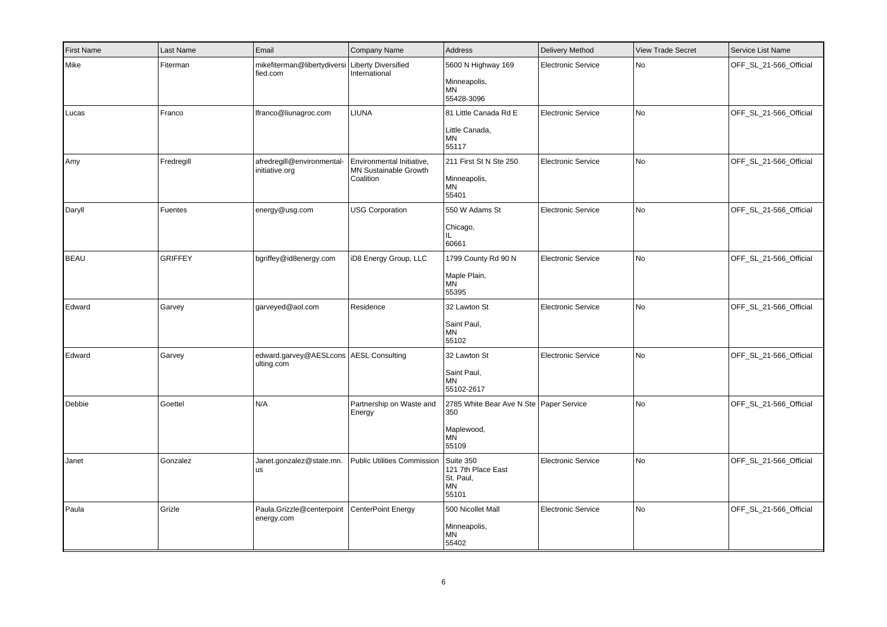| First Name | Last Name | Email | Company Name | Address | Delivery Method | View Trade Secret | Service List Name |
|---|---|---|---|---|---|---|---|
| Mike | Fiterman | mikefiterman@libertydiversified.com | Liberty Diversified International | 5600 N Highway 169<br><br>Minneapolis,<br>MN<br>55428-3096 | Electronic Service | No | OFF_SL_21-566_Official |
| Lucas | Franco | lfranco@liunagroc.com | LIUNA | 81 Little Canada Rd E<br><br>Little Canada,<br>MN<br>55117 | Electronic Service | No | OFF_SL_21-566_Official |
| Amy | Fredregill | afredregill@environmental-initiative.org | Environmental Initiative, MN Sustainable Growth Coalition | 211 First St N Ste 250<br><br>Minneapolis,<br>MN<br>55401 | Electronic Service | No | OFF_SL_21-566_Official |
| Daryll | Fuentes | energy@usg.com | USG Corporation | 550 W Adams St<br><br>Chicago,<br>IL<br>60661 | Electronic Service | No | OFF_SL_21-566_Official |
| BEAU | GRIFFEY | bgriffey@id8energy.com | iD8 Energy Group, LLC | 1799 County Rd 90 N<br><br>Maple Plain,<br>MN<br>55395 | Electronic Service | No | OFF_SL_21-566_Official |
| Edward | Garvey | garveyed@aol.com | Residence | 32 Lawton St<br><br>Saint Paul,<br>MN<br>55102 | Electronic Service | No | OFF_SL_21-566_Official |
| Edward | Garvey | edward.garvey@AESLconsulting.com | AESL Consulting | 32 Lawton St<br><br>Saint Paul,<br>MN<br>55102-2617 | Electronic Service | No | OFF_SL_21-566_Official |
| Debbie | Goettel | N/A | Partnership on Waste and Energy | 2785 White Bear Ave N Ste 350<br><br>Maplewood,<br>MN<br>55109 | Paper Service | No | OFF_SL_21-566_Official |
| Janet | Gonzalez | Janet.gonzalez@state.mn.us | Public Utilities Commission | Suite 350<br>121 7th Place East<br>St. Paul,<br>MN<br>55101 | Electronic Service | No | OFF_SL_21-566_Official |
| Paula | Grizle | Paula.Grizzle@centerpointenergy.com | CenterPoint Energy | 500 Nicollet Mall<br><br>Minneapolis,<br>MN<br>55402 | Electronic Service | No | OFF_SL_21-566_Official |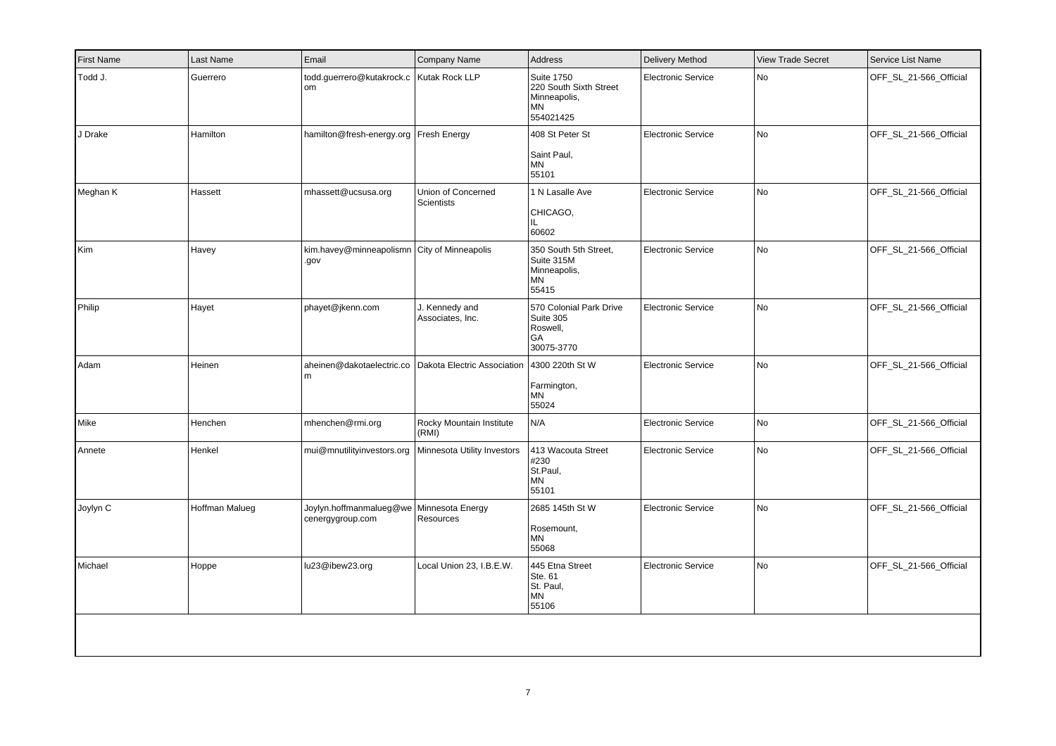| First Name | Last Name | Email | Company Name | Address | Delivery Method | View Trade Secret | Service List Name |
|---|---|---|---|---|---|---|---|
| Todd J. | Guerrero | todd.guerrero@kutakrock.com | Kutak Rock LLP | Suite 1750 220 South Sixth Street Minneapolis, MN 554021425 | Electronic Service | No | OFF_SL_21-566_Official |
| J Drake | Hamilton | hamilton@fresh-energy.org | Fresh Energy | 408 St Peter St Saint Paul, MN 55101 | Electronic Service | No | OFF_SL_21-566_Official |
| Meghan K | Hassett | mhassett@ucsusa.org | Union of Concerned Scientists | 1 N Lasalle Ave CHICAGO, IL 60602 | Electronic Service | No | OFF_SL_21-566_Official |
| Kim | Havey | kim.havey@minneapolismn.gov | City of Minneapolis | 350 South 5th Street, Suite 315M Minneapolis, MN 55415 | Electronic Service | No | OFF_SL_21-566_Official |
| Philip | Hayet | phayet@jkenn.com | J. Kennedy and Associates, Inc. | 570 Colonial Park Drive Suite 305 Roswell, GA 30075-3770 | Electronic Service | No | OFF_SL_21-566_Official |
| Adam | Heinen | aheinen@dakotaelectric.com | Dakota Electric Association | 4300 220th St W Farmington, MN 55024 | Electronic Service | No | OFF_SL_21-566_Official |
| Mike | Henchen | mhenchen@rmi.org | Rocky Mountain Institute (RMI) | N/A | Electronic Service | No | OFF_SL_21-566_Official |
| Annete | Henkel | mui@mnutilityinvestors.org | Minnesota Utility Investors | 413 Wacouta Street #230 St.Paul, MN 55101 | Electronic Service | No | OFF_SL_21-566_Official |
| Joylyn C | Hoffman Malueg | Joylyn.hoffmanmalueg@wecenergygroup.com | Minnesota Energy Resources | 2685 145th St W Rosemount, MN 55068 | Electronic Service | No | OFF_SL_21-566_Official |
| Michael | Hoppe | lu23@ibew23.org | Local Union 23, I.B.E.W. | 445 Etna Street Ste. 61 St. Paul, MN 55106 | Electronic Service | No | OFF_SL_21-566_Official |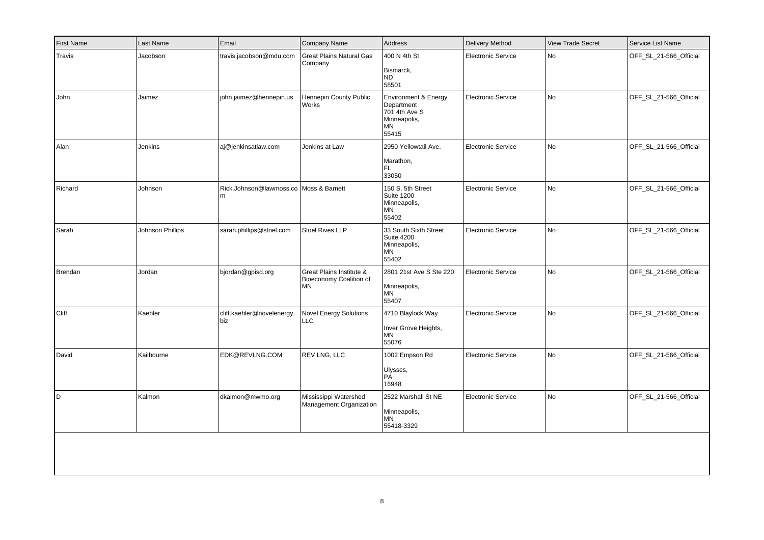| First Name | Last Name | Email | Company Name | Address | Delivery Method | View Trade Secret | Service List Name |
|---|---|---|---|---|---|---|---|
| Travis | Jacobson | travis.jacobson@mdu.com | Great Plains Natural Gas Company | 400 N 4th St<br>Bismarck,<br>ND<br>58501 | Electronic Service | No | OFF_SL_21-566_Official |
| John | Jaimez | john.jaimez@hennepin.us | Hennepin County Public Works | Environment & Energy Department<br>701 4th Ave S<br>Minneapolis,<br>MN<br>55415 | Electronic Service | No | OFF_SL_21-566_Official |
| Alan | Jenkins | aj@jenkinsatlaw.com | Jenkins at Law | 2950 Yellowtail Ave.<br>Marathon,<br>FL<br>33050 | Electronic Service | No | OFF_SL_21-566_Official |
| Richard | Johnson | Rick.Johnson@lawmoss.com | Moss & Barnett | 150 S. 5th Street<br>Suite 1200<br>Minneapolis,<br>MN<br>55402 | Electronic Service | No | OFF_SL_21-566_Official |
| Sarah | Johnson Phillips | sarah.phillips@stoel.com | Stoel Rives LLP | 33 South Sixth Street<br>Suite 4200<br>Minneapolis,<br>MN<br>55402 | Electronic Service | No | OFF_SL_21-566_Official |
| Brendan | Jordan | bjordan@gpisd.org | Great Plains Institute & Bioeconomy Coalition of MN | 2801 21st Ave S Ste 220<br>Minneapolis,<br>MN<br>55407 | Electronic Service | No | OFF_SL_21-566_Official |
| Cliff | Kaehler | cliff.kaehler@novelenergy.biz | Novel Energy Solutions LLC | 4710 Blaylock Way<br>Inver Grove Heights,<br>MN<br>55076 | Electronic Service | No | OFF_SL_21-566_Official |
| David | Kailbourne | EDK@REVLNG.COM | REV LNG, LLC | 1002 Empson Rd<br>Ulysses,<br>PA<br>16948 | Electronic Service | No | OFF_SL_21-566_Official |
| D | Kalmon | dkalmon@mwmo.org | Mississippi Watershed Management Organization | 2522 Marshall St NE<br>Minneapolis,<br>MN<br>55418-3329 | Electronic Service | No | OFF_SL_21-566_Official |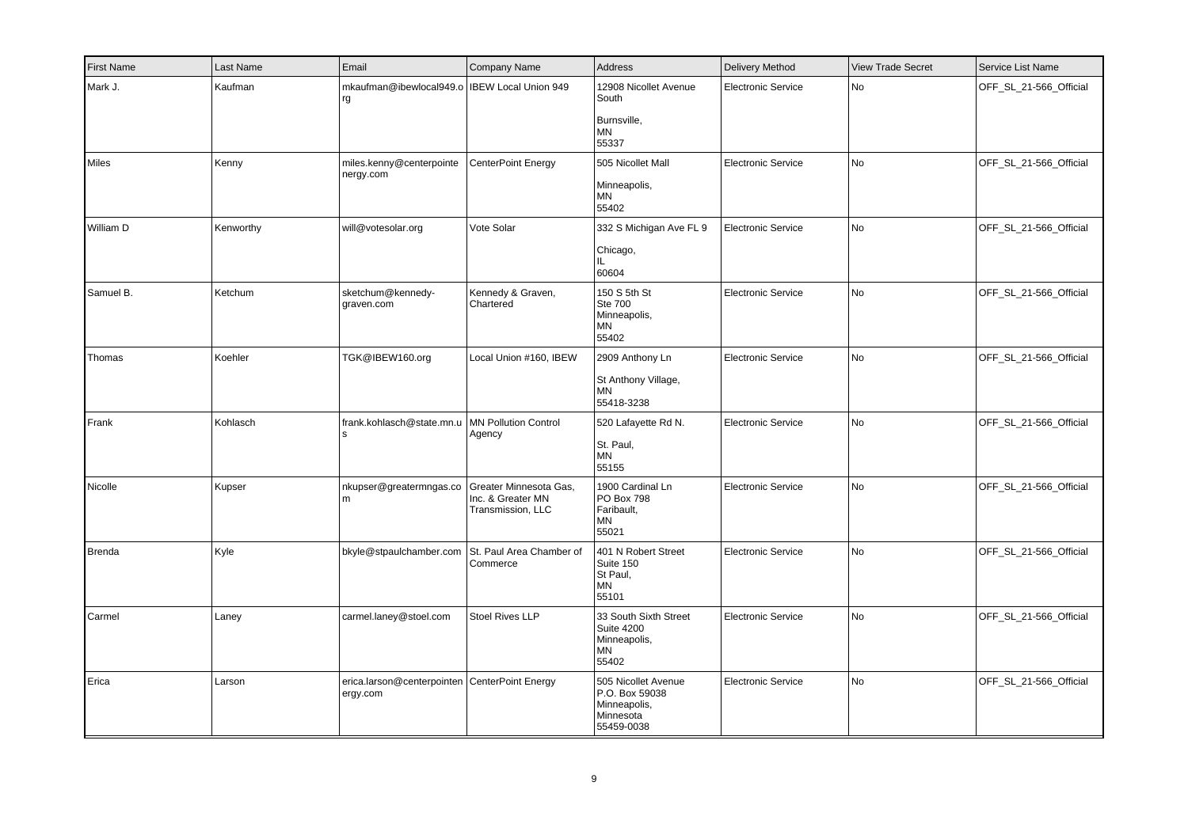| First Name | Last Name | Email | Company Name | Address | Delivery Method | View Trade Secret | Service List Name |
|---|---|---|---|---|---|---|---|
| Mark J. | Kaufman | mkaufman@ibewlocal949.org | IBEW Local Union 949 | 12908 Nicollet Avenue South<br><br>Burnsville,<br>MN<br>55337 | Electronic Service | No | OFF_SL_21-566_Official |
| Miles | Kenny | miles.kenny@centerpointenergy.com | CenterPoint Energy | 505 Nicollet Mall<br><br>Minneapolis,<br>MN<br>55402 | Electronic Service | No | OFF_SL_21-566_Official |
| William D | Kenworthy | will@votesolar.org | Vote Solar | 332 S Michigan Ave FL 9<br><br>Chicago,<br>IL<br>60604 | Electronic Service | No | OFF_SL_21-566_Official |
| Samuel B. | Ketchum | sketchum@kennedy-graven.com | Kennedy & Graven, Chartered | 150 S 5th St<br>Ste 700<br>Minneapolis,<br>MN<br>55402 | Electronic Service | No | OFF_SL_21-566_Official |
| Thomas | Koehler | TGK@IBEW160.org | Local Union #160, IBEW | 2909 Anthony Ln<br><br>St Anthony Village,<br>MN<br>55418-3238 | Electronic Service | No | OFF_SL_21-566_Official |
| Frank | Kohlasch | frank.kohlasch@state.mn.us | MN Pollution Control Agency | 520 Lafayette Rd N.<br><br>St. Paul,<br>MN<br>55155 | Electronic Service | No | OFF_SL_21-566_Official |
| Nicolle | Kupser | nkupser@greatermngas.com | Greater Minnesota Gas, Inc. & Greater MN Transmission, LLC | 1900 Cardinal Ln<br>PO Box 798<br>Faribault,<br>MN<br>55021 | Electronic Service | No | OFF_SL_21-566_Official |
| Brenda | Kyle | bkyle@stpaulchamber.com | St. Paul Area Chamber of Commerce | 401 N Robert Street<br>Suite 150<br>St Paul,<br>MN<br>55101 | Electronic Service | No | OFF_SL_21-566_Official |
| Carmel | Laney | carmel.laney@stoel.com | Stoel Rives LLP | 33 South Sixth Street<br>Suite 4200<br>Minneapolis,<br>MN<br>55402 | Electronic Service | No | OFF_SL_21-566_Official |
| Erica | Larson | erica.larson@centerpointenergy.com | CenterPoint Energy | 505 Nicollet Avenue<br>P.O. Box 59038<br>Minneapolis,<br>Minnesota<br>55459-0038 | Electronic Service | No | OFF_SL_21-566_Official |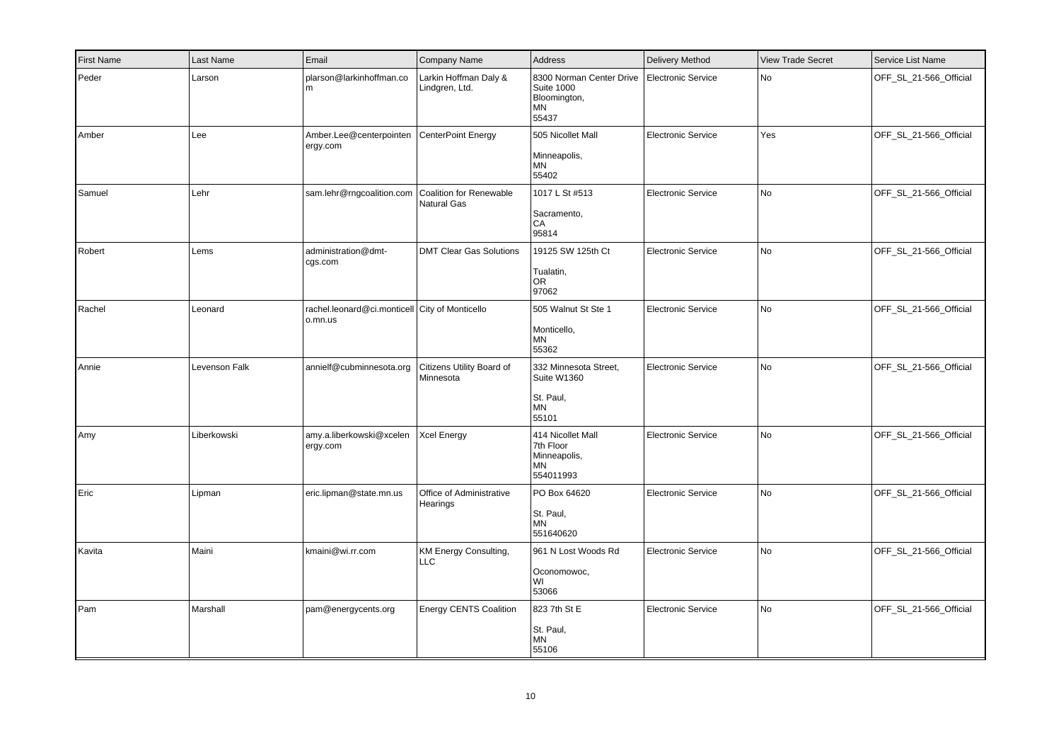| First Name | Last Name | Email | Company Name | Address | Delivery Method | View Trade Secret | Service List Name |
| --- | --- | --- | --- | --- | --- | --- | --- |
| Peder | Larson | plarson@larkinhoffman.com | Larkin Hoffman Daly & Lindgren, Ltd. | 8300 Norman Center Drive Suite 1000 Bloomington, MN 55437 | Electronic Service | No | OFF_SL_21-566_Official |
| Amber | Lee | Amber.Lee@centerpointenergy.com | CenterPoint Energy | 505 Nicollet Mall Minneapolis, MN 55402 | Electronic Service | Yes | OFF_SL_21-566_Official |
| Samuel | Lehr | sam.lehr@rngcoalition.com | Coalition for Renewable Natural Gas | 1017 L St #513 Sacramento, CA 95814 | Electronic Service | No | OFF_SL_21-566_Official |
| Robert | Lems | administration@dmt-cgs.com | DMT Clear Gas Solutions | 19125 SW 125th Ct Tualatin, OR 97062 | Electronic Service | No | OFF_SL_21-566_Official |
| Rachel | Leonard | rachel.leonard@ci.monticello.mn.us | City of Monticello | 505 Walnut St Ste 1 Monticello, MN 55362 | Electronic Service | No | OFF_SL_21-566_Official |
| Annie | Levenson Falk | annielf@cubminnesota.org | Citizens Utility Board of Minnesota | 332 Minnesota Street, Suite W1360 St. Paul, MN 55101 | Electronic Service | No | OFF_SL_21-566_Official |
| Amy | Liberkowski | amy.a.liberkowski@xcelenergy.com | Xcel Energy | 414 Nicollet Mall 7th Floor Minneapolis, MN 554011993 | Electronic Service | No | OFF_SL_21-566_Official |
| Eric | Lipman | eric.lipman@state.mn.us | Office of Administrative Hearings | PO Box 64620 St. Paul, MN 551640620 | Electronic Service | No | OFF_SL_21-566_Official |
| Kavita | Maini | kmaini@wi.rr.com | KM Energy Consulting, LLC | 961 N Lost Woods Rd Oconomowoc, WI 53066 | Electronic Service | No | OFF_SL_21-566_Official |
| Pam | Marshall | pam@energycents.org | Energy CENTS Coalition | 823 7th St E St. Paul, MN 55106 | Electronic Service | No | OFF_SL_21-566_Official |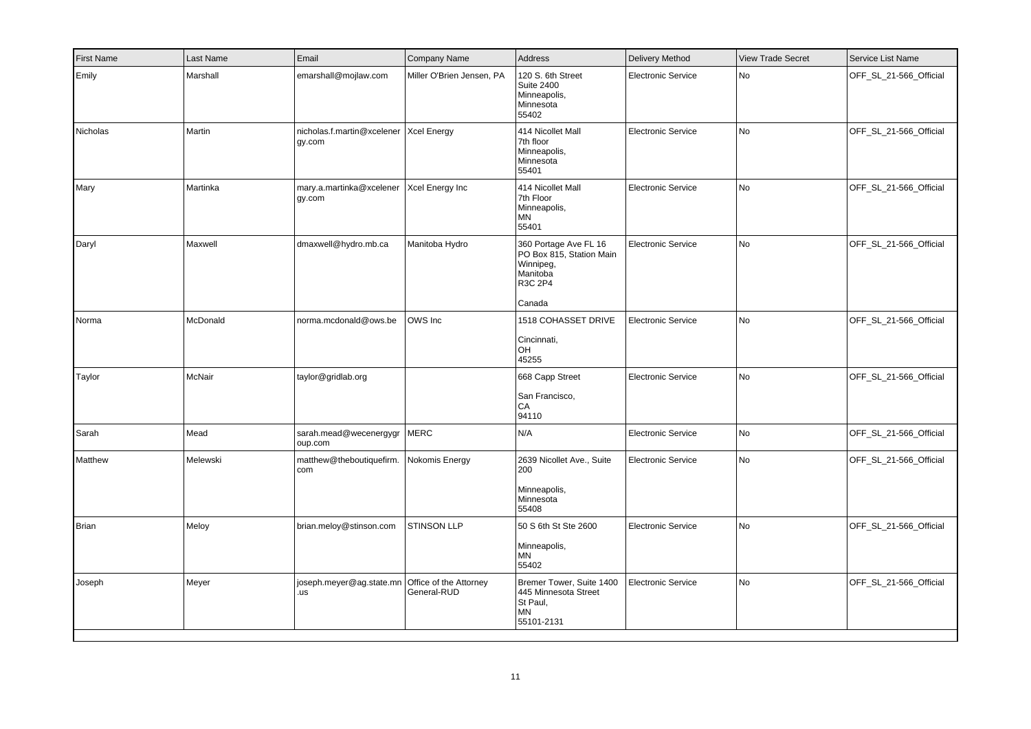| First Name | Last Name | Email | Company Name | Address | Delivery Method | View Trade Secret | Service List Name |
|---|---|---|---|---|---|---|---|
| Emily | Marshall | emarshall@mojlaw.com | Miller O'Brien Jensen, PA | 120 S. 6th Street Suite 2400 Minneapolis, Minnesota 55402 | Electronic Service | No | OFF_SL_21-566_Official |
| Nicholas | Martin | nicholas.f.martin@xcelenergy.com | Xcel Energy | 414 Nicollet Mall 7th floor Minneapolis, Minnesota 55401 | Electronic Service | No | OFF_SL_21-566_Official |
| Mary | Martinka | mary.a.martinka@xcelenergy.com | Xcel Energy Inc | 414 Nicollet Mall 7th Floor Minneapolis, MN 55401 | Electronic Service | No | OFF_SL_21-566_Official |
| Daryl | Maxwell | dmaxwell@hydro.mb.ca | Manitoba Hydro | 360 Portage Ave FL 16 PO Box 815, Station Main Winnipeg, Manitoba R3C 2P4 Canada | Electronic Service | No | OFF_SL_21-566_Official |
| Norma | McDonald | norma.mcdonald@ows.be | OWS Inc | 1518 COHASSET DRIVE Cincinnati, OH 45255 | Electronic Service | No | OFF_SL_21-566_Official |
| Taylor | McNair | taylor@gridlab.org | | 668 Capp Street San Francisco, CA 94110 | Electronic Service | No | OFF_SL_21-566_Official |
| Sarah | Mead | sarah.mead@wecenergygroup.com | MERC | N/A | Electronic Service | No | OFF_SL_21-566_Official |
| Matthew | Melewski | matthew@theboutiquefirm.com | Nokomis Energy | 2639 Nicollet Ave., Suite 200 Minneapolis, Minnesota 55408 | Electronic Service | No | OFF_SL_21-566_Official |
| Brian | Meloy | brian.meloy@stinson.com | STINSON LLP | 50 S 6th St Ste 2600 Minneapolis, MN 55402 | Electronic Service | No | OFF_SL_21-566_Official |
| Joseph | Meyer | joseph.meyer@ag.state.mn.us | Office of the Attorney General-RUD | Bremer Tower, Suite 1400 445 Minnesota Street St Paul, MN 55101-2131 | Electronic Service | No | OFF_SL_21-566_Official |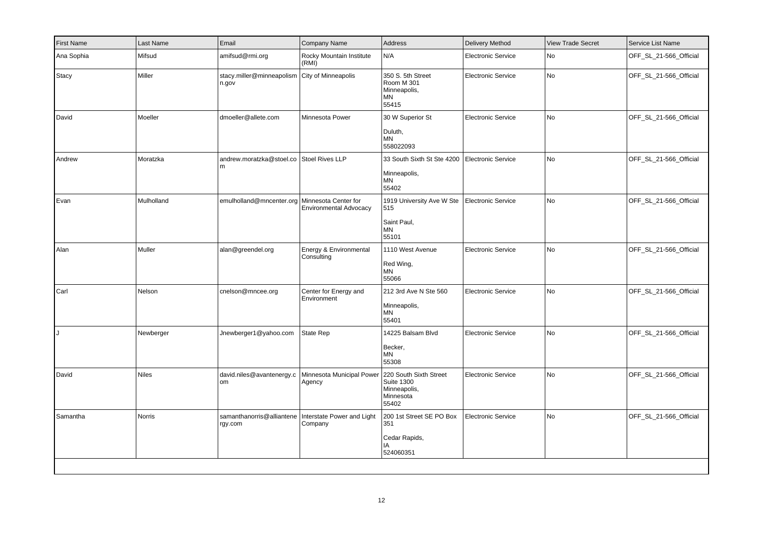| First Name | Last Name | Email | Company Name | Address | Delivery Method | View Trade Secret | Service List Name |
|---|---|---|---|---|---|---|---|
| Ana Sophia | Mifsud | amifsud@rmi.org | Rocky Mountain Institute (RMI) | N/A | Electronic Service | No | OFF_SL_21-566_Official |
| Stacy | Miller | stacy.miller@minneapolismn.gov | City of Minneapolis | 350 S. 5th Street Room M 301 Minneapolis, MN 55415 | Electronic Service | No | OFF_SL_21-566_Official |
| David | Moeller | dmoeller@allete.com | Minnesota Power | 30 W Superior St Duluth, MN 558022093 | Electronic Service | No | OFF_SL_21-566_Official |
| Andrew | Moratzka | andrew.moratzka@stoel.com | Stoel Rives LLP | 33 South Sixth St Ste 4200 Minneapolis, MN 55402 | Electronic Service | No | OFF_SL_21-566_Official |
| Evan | Mulholland | emulholland@mncenter.org | Minnesota Center for Environmental Advocacy | 1919 University Ave W Ste 515 Saint Paul, MN 55101 | Electronic Service | No | OFF_SL_21-566_Official |
| Alan | Muller | alan@greendel.org | Energy & Environmental Consulting | 1110 West Avenue Red Wing, MN 55066 | Electronic Service | No | OFF_SL_21-566_Official |
| Carl | Nelson | cnelson@mncee.org | Center for Energy and Environment | 212 3rd Ave N Ste 560 Minneapolis, MN 55401 | Electronic Service | No | OFF_SL_21-566_Official |
| J | Newberger | Jnewberger1@yahoo.com | State Rep | 14225 Balsam Blvd Becker, MN 55308 | Electronic Service | No | OFF_SL_21-566_Official |
| David | Niles | david.niles@avantenergy.com | Minnesota Municipal Power Agency | 220 South Sixth Street Suite 1300 Minneapolis, Minnesota 55402 | Electronic Service | No | OFF_SL_21-566_Official |
| Samantha | Norris | samanthanorris@alliantenergy.com | Interstate Power and Light Company | 200 1st Street SE PO Box 351 Cedar Rapids, IA 524060351 | Electronic Service | No | OFF_SL_21-566_Official |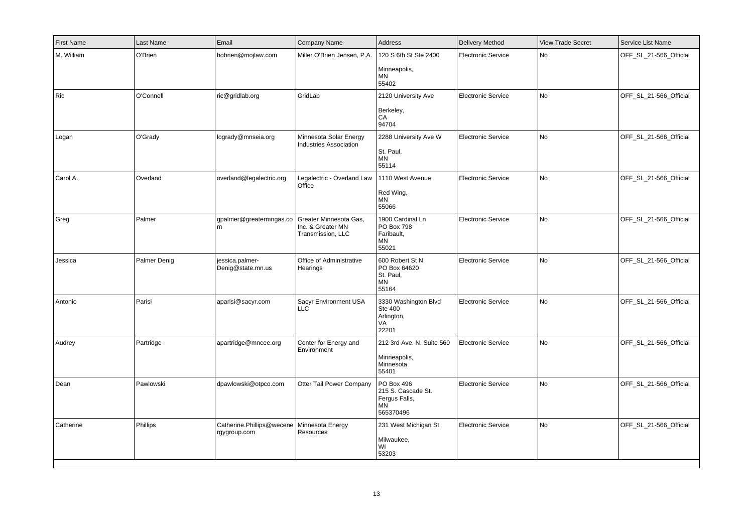| First Name | Last Name | Email | Company Name | Address | Delivery Method | View Trade Secret | Service List Name |
|---|---|---|---|---|---|---|---|
| M. William | O'Brien | bobrien@mojlaw.com | Miller O'Brien Jensen, P.A. | 120 S 6th St Ste 2400<br><br>Minneapolis,<br>MN<br>55402 | Electronic Service | No | OFF_SL_21-566_Official |
| Ric | O'Connell | ric@gridlab.org | GridLab | 2120 University Ave<br><br>Berkeley,<br>CA<br>94704 | Electronic Service | No | OFF_SL_21-566_Official |
| Logan | O'Grady | lograd y@mnseia.org | Minnesota Solar Energy Industries Association | 2288 University Ave W<br><br>St. Paul,<br>MN<br>55114 | Electronic Service | No | OFF_SL_21-566_Official |
| Carol A. | Overland | overland@legalectric.org | Legalectric - Overland Law Office | 1110 West Avenue<br><br>Red Wing,<br>MN<br>55066 | Electronic Service | No | OFF_SL_21-566_Official |
| Greg | Palmer | gpalmer@greatermngas.com | Greater Minnesota Gas, Inc. & Greater MN Transmission, LLC | 1900 Cardinal Ln<br>PO Box 798<br>Faribault,<br>MN<br>55021 | Electronic Service | No | OFF_SL_21-566_Official |
| Jessica | Palmer Denig | jessica.palmer-Denig@state.mn.us | Office of Administrative Hearings | 600 Robert St N<br>PO Box 64620<br>St. Paul,<br>MN<br>55164 | Electronic Service | No | OFF_SL_21-566_Official |
| Antonio | Parisi | aparisi@sacyr.com | Sacyr Environment USA LLC | 3330 Washington Blvd<br>Ste 400<br>Arlington,<br>VA<br>22201 | Electronic Service | No | OFF_SL_21-566_Official |
| Audrey | Partridge | apartridge@mncee.org | Center for Energy and Environment | 212 3rd Ave. N. Suite 560<br><br>Minneapolis,<br>Minnesota<br>55401 | Electronic Service | No | OFF_SL_21-566_Official |
| Dean | Pawlowski | dpawlowski@otpco.com | Otter Tail Power Company | PO Box 496<br>215 S. Cascade St.<br>Fergus Falls,<br>MN<br>565370496 | Electronic Service | No | OFF_SL_21-566_Official |
| Catherine | Phillips | Catherine.Phillips@wecenergygroup.com | Minnesota Energy Resources | 231 West Michigan St<br><br>Milwaukee,<br>WI<br>53203 | Electronic Service | No | OFF_SL_21-566_Official |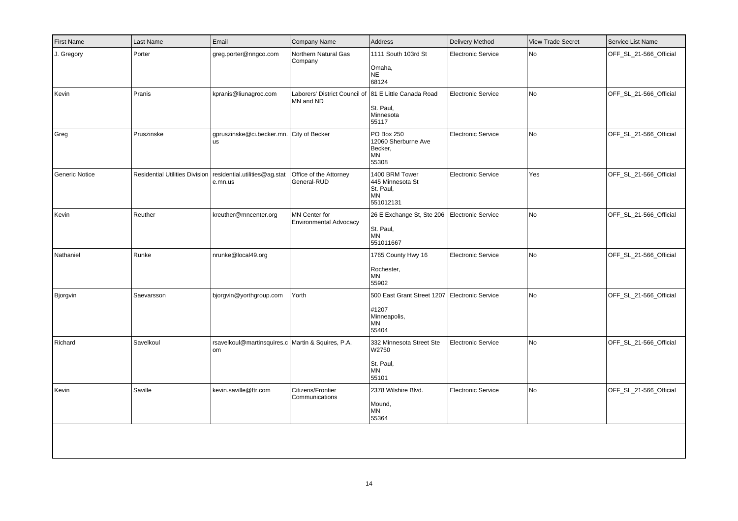| First Name | Last Name | Email | Company Name | Address | Delivery Method | View Trade Secret | Service List Name |
|---|---|---|---|---|---|---|---|
| J. Gregory | Porter | greg.porter@nngco.com | Northern Natural Gas Company | 1111 South 103rd St<br><br>Omaha,<br>NE<br>68124 | Electronic Service | No | OFF_SL_21-566_Official |
| Kevin | Pranis | kpranis@liunagroc.com | Laborers' District Council of MN and ND | 81 E Little Canada Road<br><br>St. Paul,<br>Minnesota<br>55117 | Electronic Service | No | OFF_SL_21-566_Official |
| Greg | Pruszinske | gpruszinske@ci.becker.mn.us | City of Becker | PO Box 250<br>12060 Sherburne Ave<br>Becker,<br>MN<br>55308 | Electronic Service | No | OFF_SL_21-566_Official |
| Generic Notice | Residential Utilities Division | residential.utilities@ag.state.mn.us | Office of the Attorney General-RUD | 1400 BRM Tower<br>445 Minnesota St<br>St. Paul,<br>MN<br>551012131 | Electronic Service | Yes | OFF_SL_21-566_Official |
| Kevin | Reuther | kreuther@mncenter.org | MN Center for Environmental Advocacy | 26 E Exchange St, Ste 206<br><br>St. Paul,<br>MN<br>551011667 | Electronic Service | No | OFF_SL_21-566_Official |
| Nathaniel | Runke | nrunke@local49.org | | 1765 County Hwy 16<br><br>Rochester,<br>MN<br>55902 | Electronic Service | No | OFF_SL_21-566_Official |
| Bjorgvin | Saevarsson | bjorgvin@yorthgroup.com | Yorth | 500 East Grant Street 1207<br><br>#1207<br>Minneapolis,<br>MN<br>55404 | Electronic Service | No | OFF_SL_21-566_Official |
| Richard | Savelkoul | rsavelkoul@martinsquires.com | Martin & Squires, P.A. | 332 Minnesota Street Ste W2750<br><br>St. Paul,<br>MN<br>55101 | Electronic Service | No | OFF_SL_21-566_Official |
| Kevin | Saville | kevin.saville@ftr.com | Citizens/Frontier Communications | 2378 Wilshire Blvd.<br><br>Mound,<br>MN<br>55364 | Electronic Service | No | OFF_SL_21-566_Official |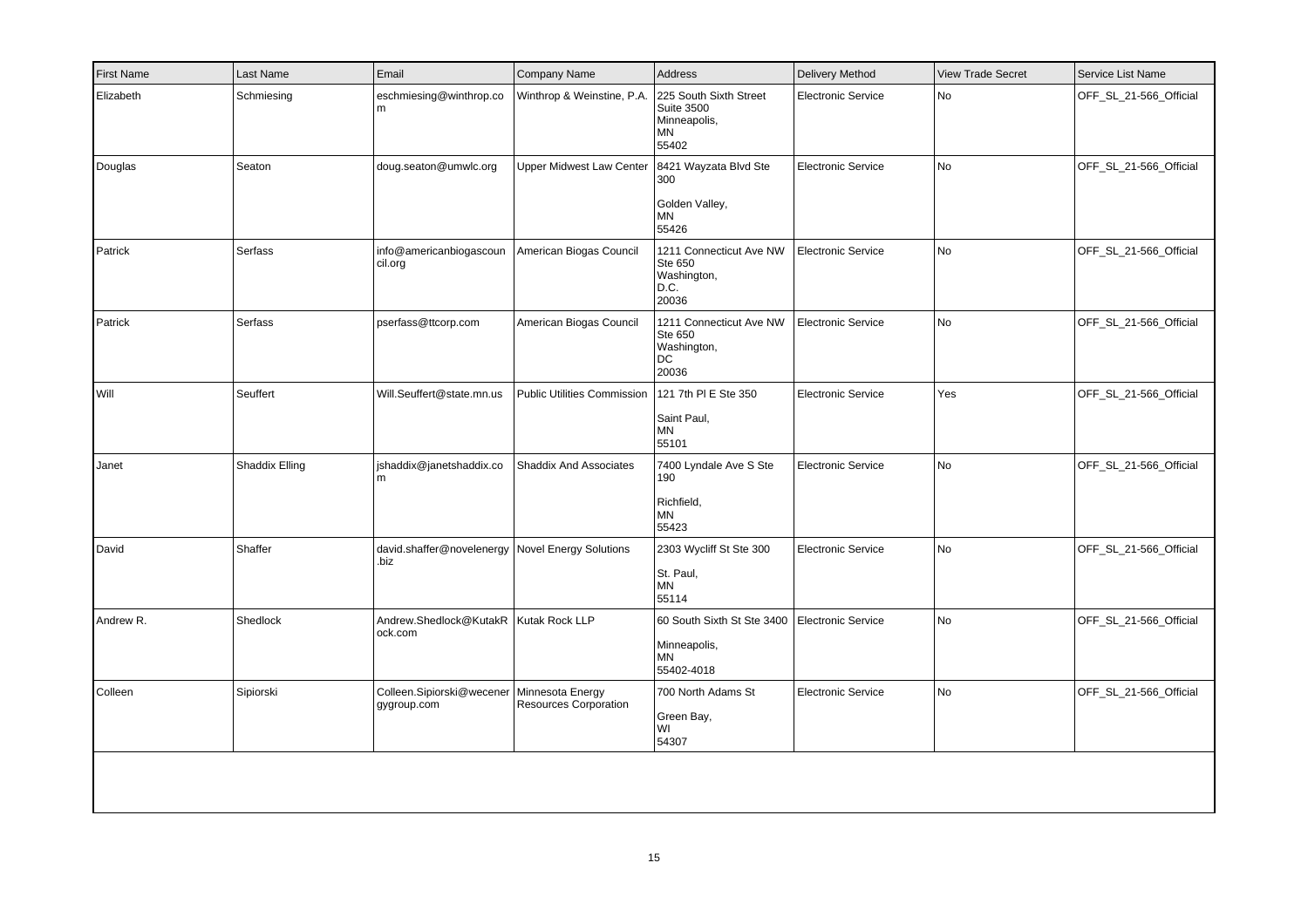| First Name | Last Name | Email | Company Name | Address | Delivery Method | View Trade Secret | Service List Name |
|---|---|---|---|---|---|---|---|
| Elizabeth | Schmiesing | eschmiesing@winthrop.com | Winthrop & Weinstine, P.A. | 225 South Sixth Street Suite 3500 Minneapolis, MN 55402 | Electronic Service | No | OFF_SL_21-566_Official |
| Douglas | Seaton | doug.seaton@umwlc.org | Upper Midwest Law Center | 8421 Wayzata Blvd Ste 300 Golden Valley, MN 55426 | Electronic Service | No | OFF_SL_21-566_Official |
| Patrick | Serfass | info@americanbiogascouncil.org | American Biogas Council | 1211 Connecticut Ave NW Ste 650 Washington, D.C. 20036 | Electronic Service | No | OFF_SL_21-566_Official |
| Patrick | Serfass | pserfass@ttcorp.com | American Biogas Council | 1211 Connecticut Ave NW Ste 650 Washington, DC 20036 | Electronic Service | No | OFF_SL_21-566_Official |
| Will | Seuffert | Will.Seuffert@state.mn.us | Public Utilities Commission | 121 7th Pl E Ste 350 Saint Paul, MN 55101 | Electronic Service | Yes | OFF_SL_21-566_Official |
| Janet | Shaddix Elling | jshaddix@janetshaddix.com | Shaddix And Associates | 7400 Lyndale Ave S Ste 190 Richfield, MN 55423 | Electronic Service | No | OFF_SL_21-566_Official |
| David | Shaffer | david.shaffer@novelenergy.biz | Novel Energy Solutions | 2303 Wycliff St Ste 300 St. Paul, MN 55114 | Electronic Service | No | OFF_SL_21-566_Official |
| Andrew R. | Shedlock | Andrew.Shedlock@KutakRock.com | Kutak Rock LLP | 60 South Sixth St Ste 3400 Minneapolis, MN 55402-4018 | Electronic Service | No | OFF_SL_21-566_Official |
| Colleen | Sipiorski | Colleen.Sipiorski@wecenergygroup.com | Minnesota Energy Resources Corporation | 700 North Adams St Green Bay, WI 54307 | Electronic Service | No | OFF_SL_21-566_Official |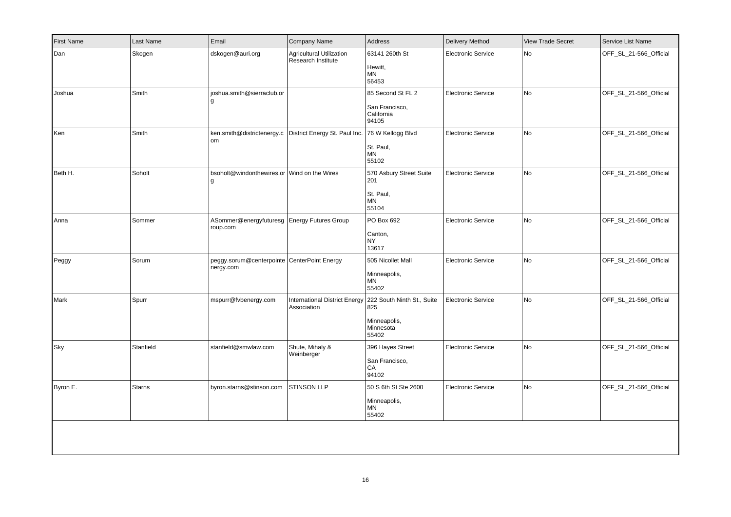| First Name | Last Name | Email | Company Name | Address | Delivery Method | View Trade Secret | Service List Name |
|---|---|---|---|---|---|---|---|
| Dan | Skogen | dskogen@auri.org | Agricultural Utilization Research Institute | 63141 260th St<br><br>Hewitt,<br>MN<br>56453 | Electronic Service | No | OFF_SL_21-566_Official |
| Joshua | Smith | joshua.smith@sierraclub.org | | 85 Second St FL 2<br><br>San Francisco,<br>California<br>94105 | Electronic Service | No | OFF_SL_21-566_Official |
| Ken | Smith | ken.smith@districtenergy.com | District Energy St. Paul Inc. | 76 W Kellogg Blvd<br><br>St. Paul,<br>MN<br>55102 | Electronic Service | No | OFF_SL_21-566_Official |
| Beth H. | Soholt | bsoholt@windonthewires.org | Wind on the Wires | 570 Asbury Street Suite 201<br><br>St. Paul,<br>MN<br>55104 | Electronic Service | No | OFF_SL_21-566_Official |
| Anna | Sommer | ASommer@energyfuturesgroup.com | Energy Futures Group | PO Box 692<br><br>Canton,<br>NY<br>13617 | Electronic Service | No | OFF_SL_21-566_Official |
| Peggy | Sorum | peggy.sorum@centerpointenergy.com | CenterPoint Energy | 505 Nicollet Mall<br><br>Minneapolis,<br>MN<br>55402 | Electronic Service | No | OFF_SL_21-566_Official |
| Mark | Spurr | mspurr@fvbenergy.com | International District Energy Association | 222 South Ninth St., Suite 825<br><br>Minneapolis,<br>Minnesota<br>55402 | Electronic Service | No | OFF_SL_21-566_Official |
| Sky | Stanfield | stanfield@smwlaw.com | Shute, Mihaly & Weinberger | 396 Hayes Street<br><br>San Francisco,<br>CA<br>94102 | Electronic Service | No | OFF_SL_21-566_Official |
| Byron E. | Starns | byron.starns@stinson.com | STINSON LLP | 50 S 6th St Ste 2600<br><br>Minneapolis,<br>MN<br>55402 | Electronic Service | No | OFF_SL_21-566_Official |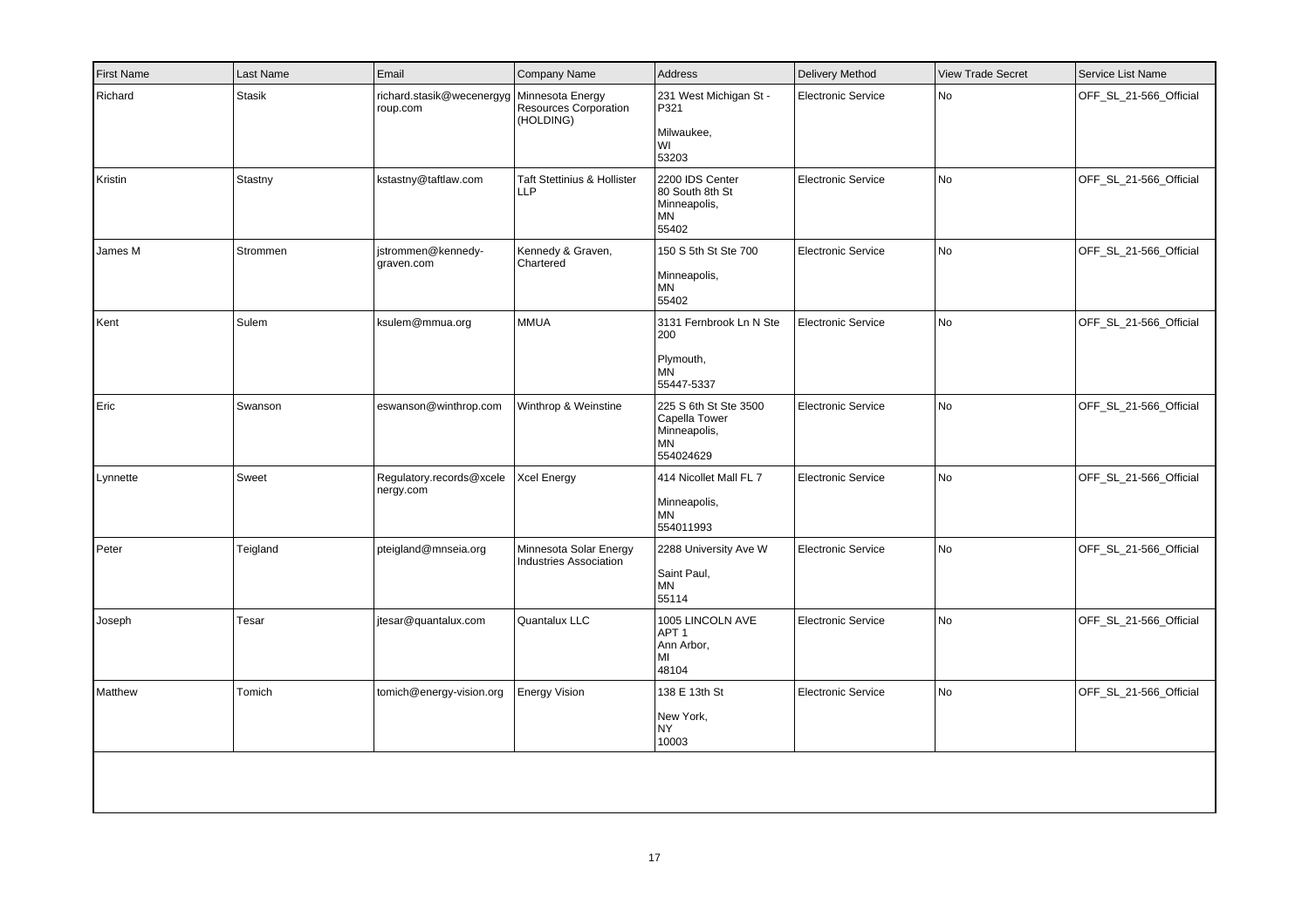| First Name | Last Name | Email | Company Name | Address | Delivery Method | View Trade Secret | Service List Name |
|---|---|---|---|---|---|---|---|
| Richard | Stasik | richard.stasik@wecenergygroup.com | Minnesota Energy Resources Corporation (HOLDING) | 231 West Michigan St - P321<br>Milwaukee,<br>WI<br>53203 | Electronic Service | No | OFF_SL_21-566_Official |
| Kristin | Stastny | kstastny@taftlaw.com | Taft Stettinius & Hollister LLP | 2200 IDS Center<br>80 South 8th St<br>Minneapolis,<br>MN<br>55402 | Electronic Service | No | OFF_SL_21-566_Official |
| James M | Strommen | jstrommen@kennedy-graven.com | Kennedy & Graven, Chartered | 150 S 5th St Ste 700<br>Minneapolis,<br>MN<br>55402 | Electronic Service | No | OFF_SL_21-566_Official |
| Kent | Sulem | ksulem@mmua.org | MMUA | 3131 Fernbrook Ln N Ste 200<br>Plymouth,<br>MN<br>55447-5337 | Electronic Service | No | OFF_SL_21-566_Official |
| Eric | Swanson | eswanson@winthrop.com | Winthrop & Weinstine | 225 S 6th St Ste 3500<br>Capella Tower<br>Minneapolis,<br>MN<br>554024629 | Electronic Service | No | OFF_SL_21-566_Official |
| Lynnette | Sweet | Regulatory.records@xcelenergy.com | Xcel Energy | 414 Nicollet Mall FL 7<br>Minneapolis,<br>MN<br>554011993 | Electronic Service | No | OFF_SL_21-566_Official |
| Peter | Teigland | pteigland@mnseia.org | Minnesota Solar Energy Industries Association | 2288 University Ave W<br>Saint Paul,<br>MN<br>55114 | Electronic Service | No | OFF_SL_21-566_Official |
| Joseph | Tesar | jtesar@quantalux.com | Quantalux LLC | 1005 LINCOLN AVE<br>APT 1<br>Ann Arbor,<br>MI<br>48104 | Electronic Service | No | OFF_SL_21-566_Official |
| Matthew | Tomich | tomich@energy-vision.org | Energy Vision | 138 E 13th St<br>New York,<br>NY<br>10003 | Electronic Service | No | OFF_SL_21-566_Official |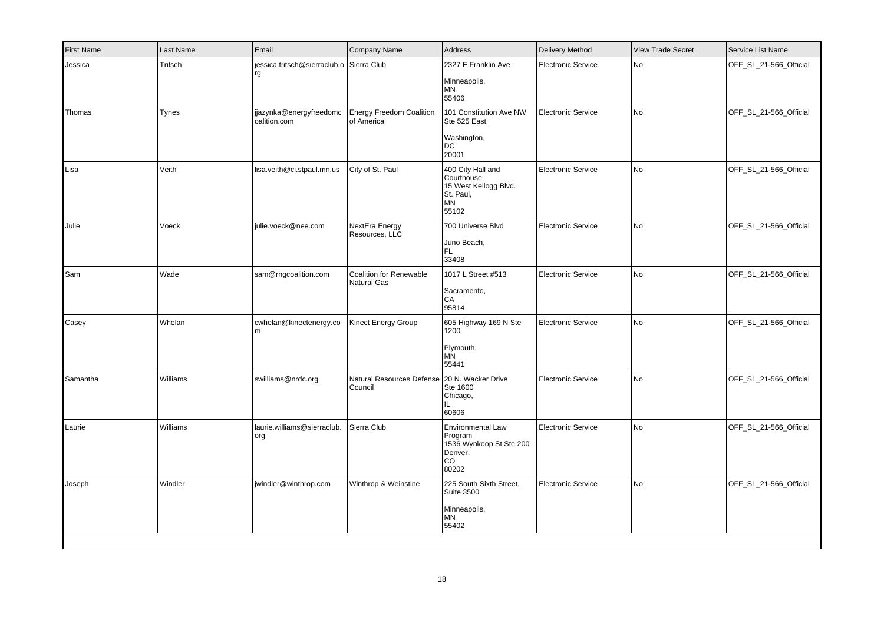| First Name | Last Name | Email | Company Name | Address | Delivery Method | View Trade Secret | Service List Name |
|---|---|---|---|---|---|---|---|
| Jessica | Tritsch | jessica.tritsch@sierraclub.org | Sierra Club | 2327 E Franklin Ave<br><br>Minneapolis,<br>MN<br>55406 | Electronic Service | No | OFF_SL_21-566_Official |
| Thomas | Tynes | jjazynka@energyfreedomcoalition.com | Energy Freedom Coalition of America | 101 Constitution Ave NW Ste 525 East<br><br>Washington,<br>DC<br>20001 | Electronic Service | No | OFF_SL_21-566_Official |
| Lisa | Veith | lisa.veith@ci.stpaul.mn.us | City of St. Paul | 400 City Hall and Courthouse<br>15 West Kellogg Blvd.<br>St. Paul,<br>MN<br>55102 | Electronic Service | No | OFF_SL_21-566_Official |
| Julie | Voeck | julie.voeck@nee.com | NextEra Energy Resources, LLC | 700 Universe Blvd<br><br>Juno Beach,<br>FL<br>33408 | Electronic Service | No | OFF_SL_21-566_Official |
| Sam | Wade | sam@rngcoalition.com | Coalition for Renewable Natural Gas | 1017 L Street #513<br><br>Sacramento,<br>CA<br>95814 | Electronic Service | No | OFF_SL_21-566_Official |
| Casey | Whelan | cwhelan@kinectenergy.com | Kinect Energy Group | 605 Highway 169 N Ste 1200<br><br>Plymouth,<br>MN<br>55441 | Electronic Service | No | OFF_SL_21-566_Official |
| Samantha | Williams | swilliams@nrdc.org | Natural Resources Defense Council | 20 N. Wacker Drive<br>Ste 1600<br>Chicago,<br>IL<br>60606 | Electronic Service | No | OFF_SL_21-566_Official |
| Laurie | Williams | laurie.williams@sierraclub.org | Sierra Club | Environmental Law Program<br>1536 Wynkoop St Ste 200<br>Denver,<br>CO<br>80202 | Electronic Service | No | OFF_SL_21-566_Official |
| Joseph | Windler | jwindler@winthrop.com | Winthrop & Weinstine | 225 South Sixth Street, Suite 3500<br><br>Minneapolis,<br>MN<br>55402 | Electronic Service | No | OFF_SL_21-566_Official |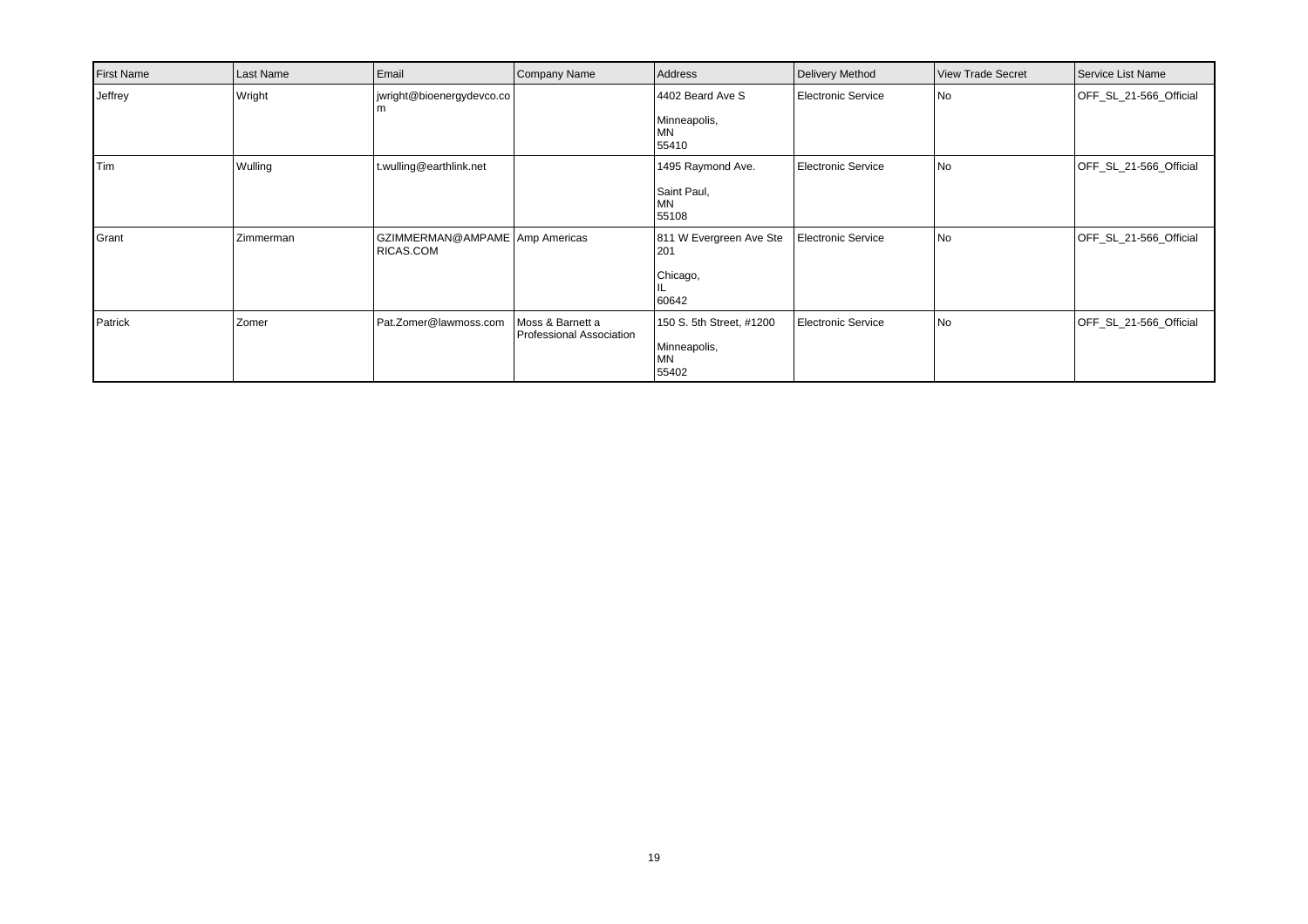| First Name | Last Name | Email | Company Name | Address | Delivery Method | View Trade Secret | Service List Name |
|---|---|---|---|---|---|---|---|
| Jeffrey | Wright | jwright@bioenergydevco.com | | 4402 Beard Ave S<br>Minneapolis, MN 55410 | Electronic Service | No | OFF_SL_21-566_Official |
| Tim | Wulling | t.wulling@earthlink.net | | 1495 Raymond Ave.<br>Saint Paul, MN 55108 | Electronic Service | No | OFF_SL_21-566_Official |
| Grant | Zimmerman | GZIMMERMAN@AMPAMERICAS.COM | Amp Americas | 811 W Evergreen Ave Ste 201<br>Chicago, IL 60642 | Electronic Service | No | OFF_SL_21-566_Official |
| Patrick | Zomer | Pat.Zomer@lawmoss.com | Moss & Barnett a Professional Association | 150 S. 5th Street, #1200<br>Minneapolis, MN 55402 | Electronic Service | No | OFF_SL_21-566_Official |